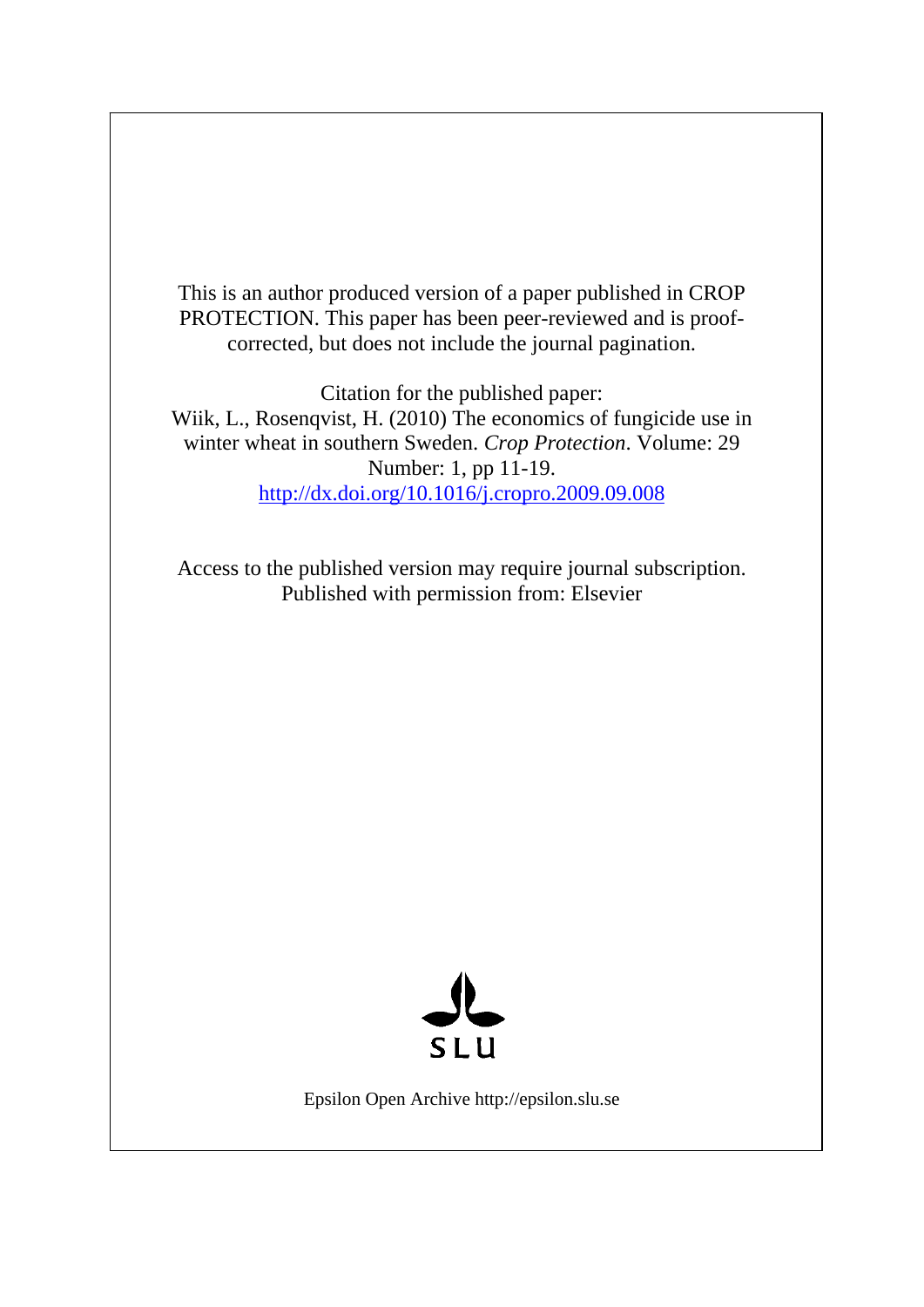This is an author produced version of a paper published in CROP PROTECTION. This paper has been peer-reviewed and is proof-corrected, but does not include the journal pagination.

Citation for the published paper:
Wiik, L., Rosenqvist, H. (2010) The economics of fungicide use in winter wheat in southern Sweden. *Crop Protection*. Volume: 29 Number: 1, pp 11-19.
http://dx.doi.org/10.1016/j.cropro.2009.09.008

Access to the published version may require journal subscription.
Published with permission from: Elsevier

SLU

Epsilon Open Archive http://epsilon.slu.se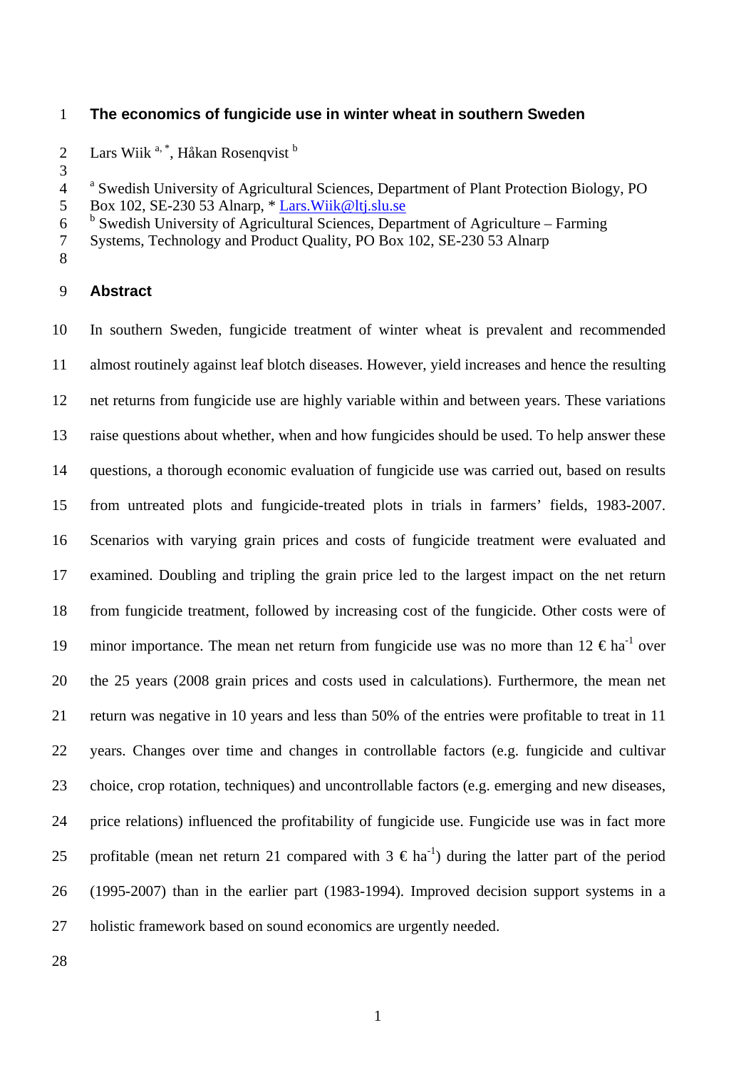# The economics of fungicide use in winter wheat in southern Sweden

Lars Wiik [a, *], Håkan Rosenqvist [b]

[a] Swedish University of Agricultural Sciences, Department of Plant Protection Biology, PO Box 102, SE-230 53 Alnarp, * Lars.Wiik@ltj.slu.se
[b] Swedish University of Agricultural Sciences, Department of Agriculture – Farming Systems, Technology and Product Quality, PO Box 102, SE-230 53 Alnarp

## Abstract

In southern Sweden, fungicide treatment of winter wheat is prevalent and recommended almost routinely against leaf blotch diseases. However, yield increases and hence the resulting net returns from fungicide use are highly variable within and between years. These variations raise questions about whether, when and how fungicides should be used. To help answer these questions, a thorough economic evaluation of fungicide use was carried out, based on results from untreated plots and fungicide-treated plots in trials in farmers' fields, 1983-2007. Scenarios with varying grain prices and costs of fungicide treatment were evaluated and examined. Doubling and tripling the grain price led to the largest impact on the net return from fungicide treatment, followed by increasing cost of the fungicide. Other costs were of minor importance. The mean net return from fungicide use was no more than 12 € $ha^{-1}$ over the 25 years (2008 grain prices and costs used in calculations). Furthermore, the mean net return was negative in 10 years and less than 50% of the entries were profitable to treat in 11 years. Changes over time and changes in controllable factors (e.g. fungicide and cultivar choice, crop rotation, techniques) and uncontrollable factors (e.g. emerging and new diseases, price relations) influenced the profitability of fungicide use. Fungicide use was in fact more profitable (mean net return 21 compared with 3 € $ha^{-1}$) during the latter part of the period (1995-2007) than in the earlier part (1983-1994). Improved decision support systems in a holistic framework based on sound economics are urgently needed.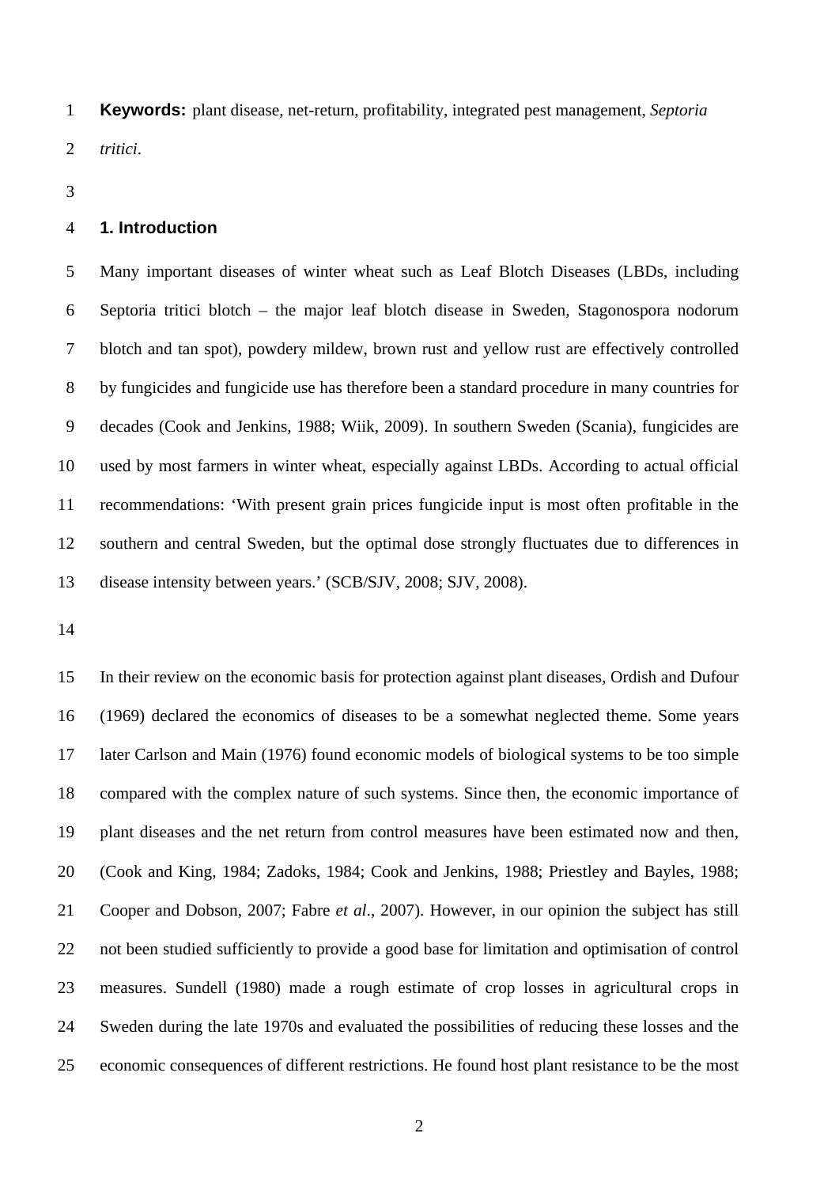**Keywords:** plant disease, net-return, profitability, integrated pest management, *Septoria tritici*.

## 1. Introduction

Many important diseases of winter wheat such as Leaf Blotch Diseases (LBDs, including Septoria tritici blotch – the major leaf blotch disease in Sweden, Stagonospora nodorum blotch and tan spot), powdery mildew, brown rust and yellow rust are effectively controlled by fungicides and fungicide use has therefore been a standard procedure in many countries for decades (Cook and Jenkins, 1988; Wiik, 2009). In southern Sweden (Scania), fungicides are used by most farmers in winter wheat, especially against LBDs. According to actual official recommendations: 'With present grain prices fungicide input is most often profitable in the southern and central Sweden, but the optimal dose strongly fluctuates due to differences in disease intensity between years.' (SCB/SJV, 2008; SJV, 2008).

In their review on the economic basis for protection against plant diseases, Ordish and Dufour (1969) declared the economics of diseases to be a somewhat neglected theme. Some years later Carlson and Main (1976) found economic models of biological systems to be too simple compared with the complex nature of such systems. Since then, the economic importance of plant diseases and the net return from control measures have been estimated now and then, (Cook and King, 1984; Zadoks, 1984; Cook and Jenkins, 1988; Priestley and Bayles, 1988; Cooper and Dobson, 2007; Fabre *et al*., 2007). However, in our opinion the subject has still not been studied sufficiently to provide a good base for limitation and optimisation of control measures. Sundell (1980) made a rough estimate of crop losses in agricultural crops in Sweden during the late 1970s and evaluated the possibilities of reducing these losses and the economic consequences of different restrictions. He found host plant resistance to be the most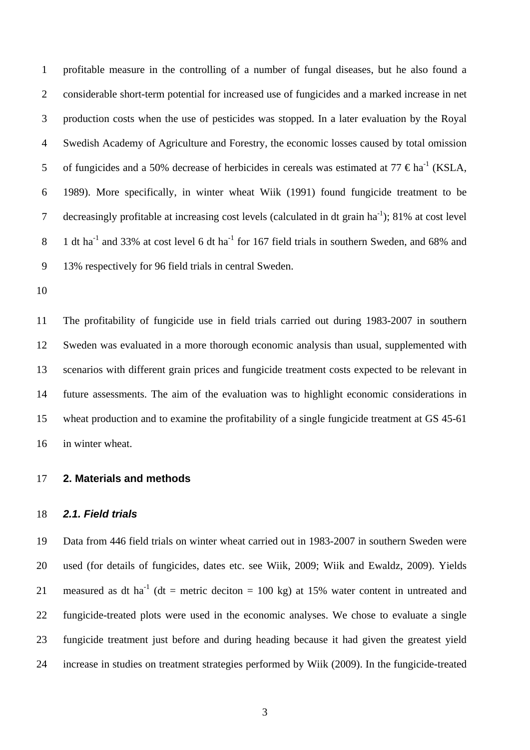profitable measure in the controlling of a number of fungal diseases, but he also found a considerable short-term potential for increased use of fungicides and a marked increase in net production costs when the use of pesticides was stopped. In a later evaluation by the Royal Swedish Academy of Agriculture and Forestry, the economic losses caused by total omission of fungicides and a 50% decrease of herbicides in cereals was estimated at 77 € $ha^{-1}$ (KSLA, 1989). More specifically, in winter wheat Wiik (1991) found fungicide treatment to be decreasingly profitable at increasing cost levels (calculated in dt grain $ha^{-1}$); 81% at cost level 1 dt $ha^{-1}$ and 33% at cost level 6 dt $ha^{-1}$ for 167 field trials in southern Sweden, and 68% and 13% respectively for 96 field trials in central Sweden.

The profitability of fungicide use in field trials carried out during 1983-2007 in southern Sweden was evaluated in a more thorough economic analysis than usual, supplemented with scenarios with different grain prices and fungicide treatment costs expected to be relevant in future assessments. The aim of the evaluation was to highlight economic considerations in wheat production and to examine the profitability of a single fungicide treatment at GS 45-61 in winter wheat.

## 2. Materials and methods

### *2.1. Field trials*

Data from 446 field trials on winter wheat carried out in 1983-2007 in southern Sweden were used (for details of fungicides, dates etc. see Wiik, 2009; Wiik and Ewaldz, 2009). Yields measured as dt $ha^{-1}$ (dt = metric deciton = 100 kg) at 15% water content in untreated and fungicide-treated plots were used in the economic analyses. We chose to evaluate a single fungicide treatment just before and during heading because it had given the greatest yield increase in studies on treatment strategies performed by Wiik (2009). In the fungicide-treated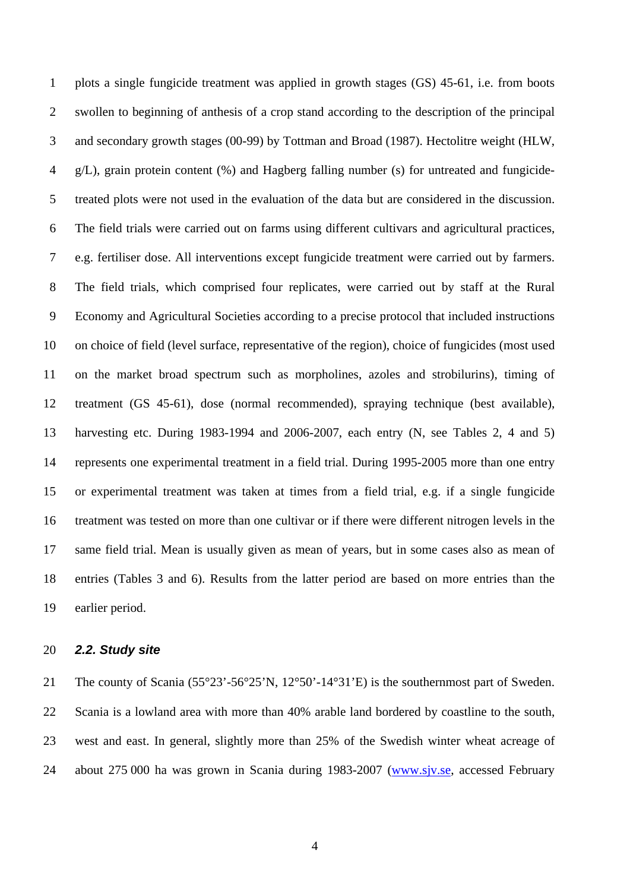plots a single fungicide treatment was applied in growth stages (GS) 45-61, i.e. from boots swollen to beginning of anthesis of a crop stand according to the description of the principal and secondary growth stages (00-99) by Tottman and Broad (1987). Hectolitre weight (HLW, g/L), grain protein content (%) and Hagberg falling number (s) for untreated and fungicide-treated plots were not used in the evaluation of the data but are considered in the discussion. The field trials were carried out on farms using different cultivars and agricultural practices, e.g. fertiliser dose. All interventions except fungicide treatment were carried out by farmers. The field trials, which comprised four replicates, were carried out by staff at the Rural Economy and Agricultural Societies according to a precise protocol that included instructions on choice of field (level surface, representative of the region), choice of fungicides (most used on the market broad spectrum such as morpholines, azoles and strobilurins), timing of treatment (GS 45-61), dose (normal recommended), spraying technique (best available), harvesting etc. During 1983-1994 and 2006-2007, each entry (N, see Tables 2, 4 and 5) represents one experimental treatment in a field trial. During 1995-2005 more than one entry or experimental treatment was taken at times from a field trial, e.g. if a single fungicide treatment was tested on more than one cultivar or if there were different nitrogen levels in the same field trial. Mean is usually given as mean of years, but in some cases also as mean of entries (Tables 3 and 6). Results from the latter period are based on more entries than the earlier period.

## *2.2. Study site*

The county of Scania (55°23'-56°25'N, 12°50'-14°31'E) is the southernmost part of Sweden. Scania is a lowland area with more than 40% arable land bordered by coastline to the south, west and east. In general, slightly more than 25% of the Swedish winter wheat acreage of about 275 000 ha was grown in Scania during 1983-2007 (www.sjv.se, accessed February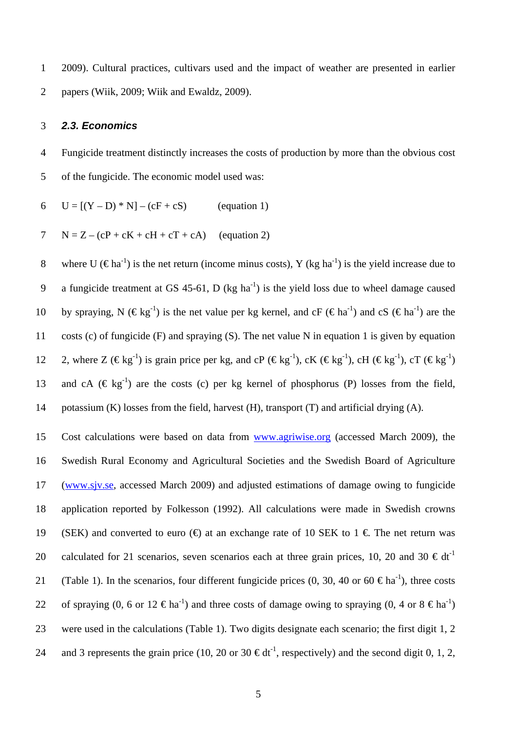2009). Cultural practices, cultivars used and the impact of weather are presented in earlier papers (Wiik, 2009; Wiik and Ewaldz, 2009).

### *2.3. Economics*

Fungicide treatment distinctly increases the costs of production by more than the obvious cost of the fungicide. The economic model used was:

$$U = [(Y - D) * N] - (cF + cS) \qquad \text{(equation 1)}$$

$$N = Z - (cP + cK + cH + cT + cA) \qquad \text{(equation 2)}$$

where U (€ $ha^{-1}$) is the net return (income minus costs), Y (kg $ha^{-1}$) is the yield increase due to a fungicide treatment at GS 45-61, D (kg $ha^{-1}$) is the yield loss due to wheel damage caused by spraying, N (€ $kg^{-1}$) is the net value per kg kernel, and cF (€ $ha^{-1}$) and cS (€ $ha^{-1}$) are the costs (c) of fungicide (F) and spraying (S). The net value N in equation 1 is given by equation 2, where Z (€ $kg^{-1}$) is grain price per kg, and cP (€ $kg^{-1}$), cK (€ $kg^{-1}$), cH (€ $kg^{-1}$), cT (€ $kg^{-1}$) and cA (€ $kg^{-1}$) are the costs (c) per kg kernel of phosphorus (P) losses from the field, potassium (K) losses from the field, harvest (H), transport (T) and artificial drying (A).

Cost calculations were based on data from www.agriwise.org (accessed March 2009), the Swedish Rural Economy and Agricultural Societies and the Swedish Board of Agriculture (www.sjv.se, accessed March 2009) and adjusted estimations of damage owing to fungicide application reported by Folkesson (1992). All calculations were made in Swedish crowns (SEK) and converted to euro (€) at an exchange rate of 10 SEK to 1 €. The net return was calculated for 21 scenarios, seven scenarios each at three grain prices, 10, 20 and 30 € $dt^{-1}$ (Table 1). In the scenarios, four different fungicide prices (0, 30, 40 or 60 € $ha^{-1}$), three costs of spraying (0, 6 or 12 € $ha^{-1}$) and three costs of damage owing to spraying (0, 4 or 8 € $ha^{-1}$) were used in the calculations (Table 1). Two digits designate each scenario; the first digit 1, 2 and 3 represents the grain price (10, 20 or 30 € $dt^{-1}$, respectively) and the second digit 0, 1, 2,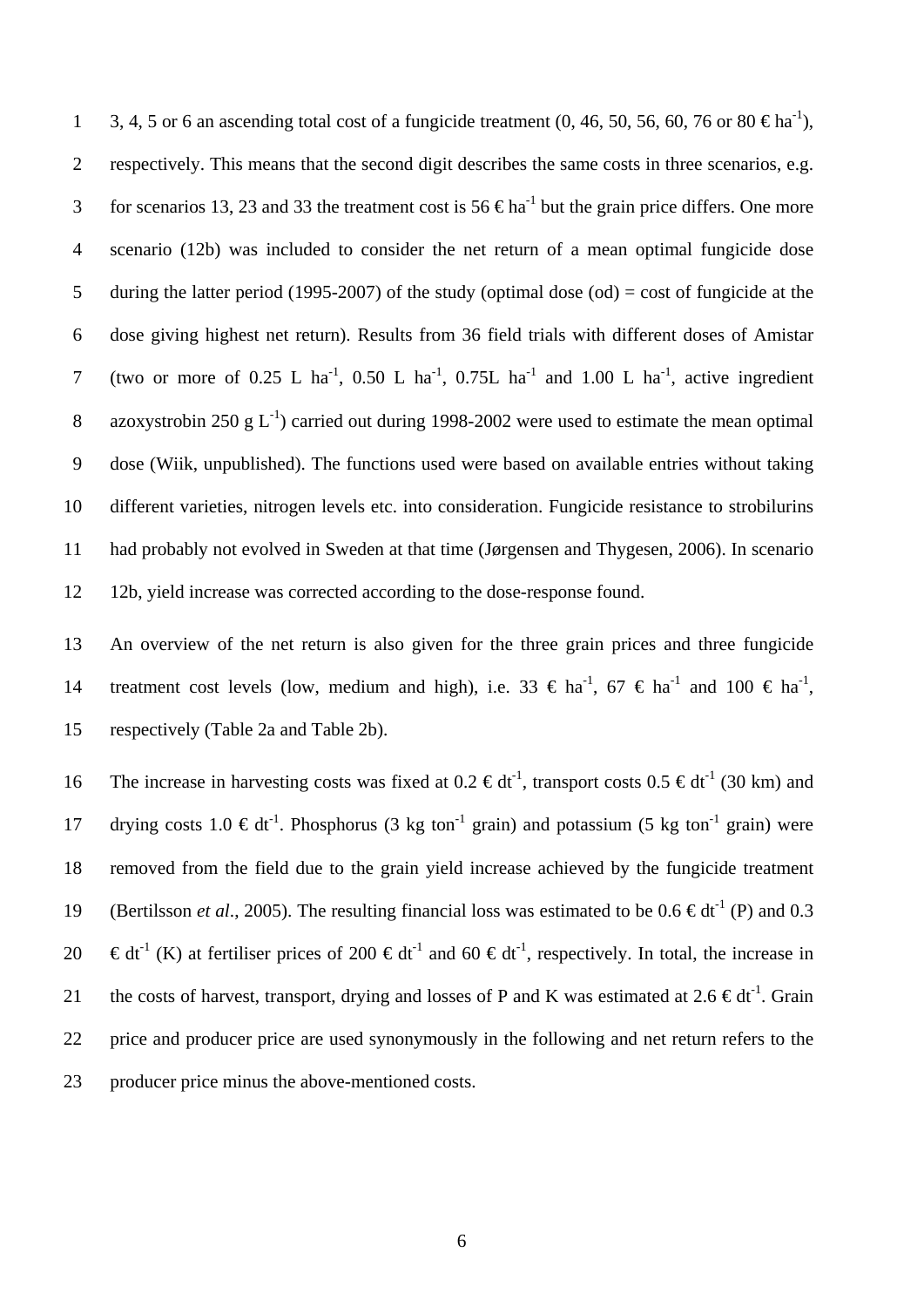3, 4, 5 or 6 an ascending total cost of a fungicide treatment (0, 46, 50, 56, 60, 76 or 80 € $ha^{-1}$), respectively. This means that the second digit describes the same costs in three scenarios, e.g. for scenarios 13, 23 and 33 the treatment cost is 56 € $ha^{-1}$ but the grain price differs. One more scenario (12b) was included to consider the net return of a mean optimal fungicide dose during the latter period (1995-2007) of the study (optimal dose (od) = cost of fungicide at the dose giving highest net return). Results from 36 field trials with different doses of Amistar (two or more of 0.25 L $ha^{-1}$, 0.50 L $ha^{-1}$, 0.75L $ha^{-1}$ and 1.00 L $ha^{-1}$, active ingredient azoxystrobin 250 g $L^{-1}$) carried out during 1998-2002 were used to estimate the mean optimal dose (Wiik, unpublished). The functions used were based on available entries without taking different varieties, nitrogen levels etc. into consideration. Fungicide resistance to strobilurins had probably not evolved in Sweden at that time (Jørgensen and Thygesen, 2006). In scenario 12b, yield increase was corrected according to the dose-response found.

An overview of the net return is also given for the three grain prices and three fungicide treatment cost levels (low, medium and high), i.e. 33 € $ha^{-1}$, 67 € $ha^{-1}$ and 100 € $ha^{-1}$, respectively (Table 2a and Table 2b).

The increase in harvesting costs was fixed at 0.2 € $dt^{-1}$, transport costs 0.5 € $dt^{-1}$ (30 km) and drying costs 1.0 € $dt^{-1}$. Phosphorus (3 kg $ton^{-1}$ grain) and potassium (5 kg $ton^{-1}$ grain) were removed from the field due to the grain yield increase achieved by the fungicide treatment (Bertilsson *et al*., 2005). The resulting financial loss was estimated to be 0.6 € $dt^{-1}$ (P) and 0.3 € $dt^{-1}$ (K) at fertiliser prices of 200 € $dt^{-1}$ and 60 € $dt^{-1}$, respectively. In total, the increase in the costs of harvest, transport, drying and losses of P and K was estimated at 2.6 € $dt^{-1}$. Grain price and producer price are used synonymously in the following and net return refers to the producer price minus the above-mentioned costs.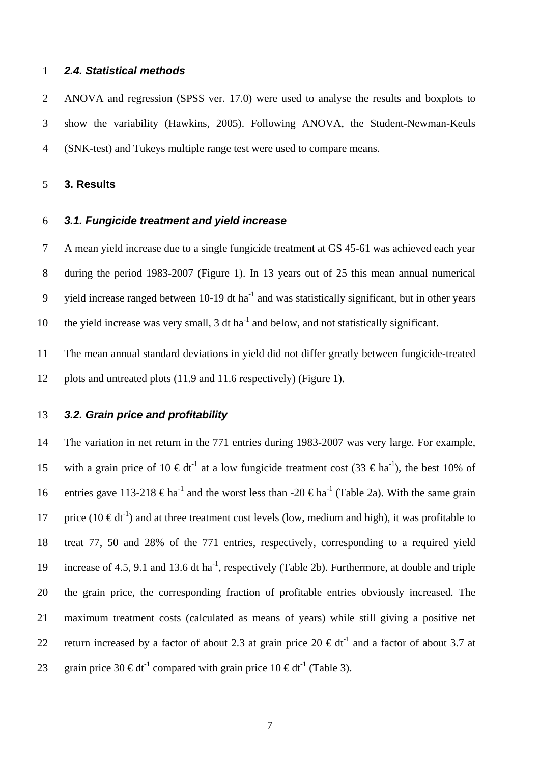### *2.4. Statistical methods*

ANOVA and regression (SPSS ver. 17.0) were used to analyse the results and boxplots to show the variability (Hawkins, 2005). Following ANOVA, the Student-Newman-Keuls (SNK-test) and Tukeys multiple range test were used to compare means.

## 3. Results

### *3.1. Fungicide treatment and yield increase*

A mean yield increase due to a single fungicide treatment at GS 45-61 was achieved each year during the period 1983-2007 (Figure 1). In 13 years out of 25 this mean annual numerical yield increase ranged between 10-19 dt ha$^{-1}$ and was statistically significant, but in other years the yield increase was very small, 3 dt ha$^{-1}$ and below, and not statistically significant.

The mean annual standard deviations in yield did not differ greatly between fungicide-treated plots and untreated plots (11.9 and 11.6 respectively) (Figure 1).

### *3.2. Grain price and profitability*

The variation in net return in the 771 entries during 1983-2007 was very large. For example, with a grain price of 10 € dt$^{-1}$ at a low fungicide treatment cost (33 € ha$^{-1}$), the best 10% of entries gave 113-218 € ha$^{-1}$ and the worst less than -20 € ha$^{-1}$ (Table 2a). With the same grain price (10 € dt$^{-1}$) and at three treatment cost levels (low, medium and high), it was profitable to treat 77, 50 and 28% of the 771 entries, respectively, corresponding to a required yield increase of 4.5, 9.1 and 13.6 dt ha$^{-1}$, respectively (Table 2b). Furthermore, at double and triple the grain price, the corresponding fraction of profitable entries obviously increased. The maximum treatment costs (calculated as means of years) while still giving a positive net return increased by a factor of about 2.3 at grain price 20 € dt$^{-1}$ and a factor of about 3.7 at grain price 30 € dt$^{-1}$ compared with grain price 10 € dt$^{-1}$ (Table 3).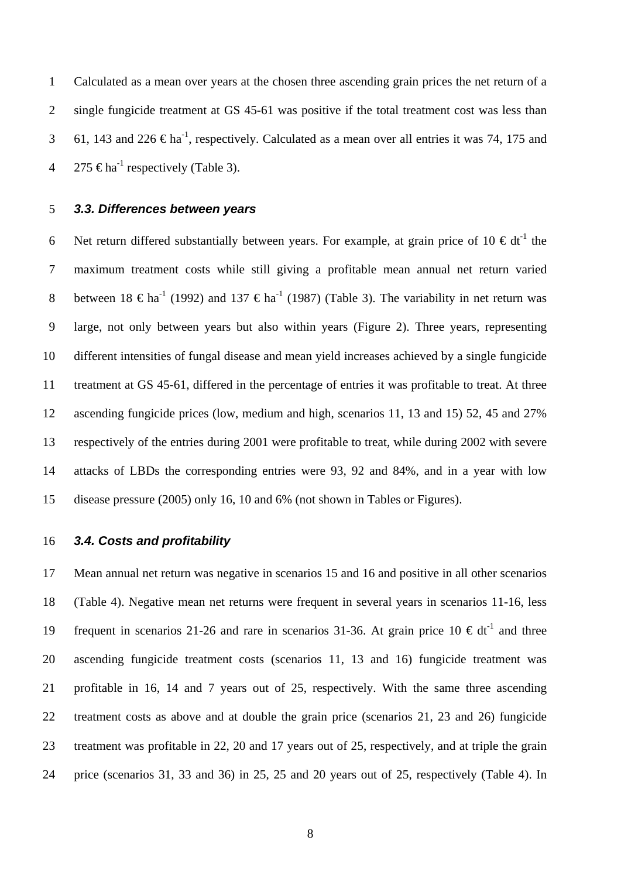Calculated as a mean over years at the chosen three ascending grain prices the net return of a single fungicide treatment at GS 45-61 was positive if the total treatment cost was less than 61, 143 and 226 € $ha^{-1}$, respectively. Calculated as a mean over all entries it was 74, 175 and 275 € $ha^{-1}$ respectively (Table 3).

### *3.3. Differences between years*

Net return differed substantially between years. For example, at grain price of 10 € $dt^{-1}$ the maximum treatment costs while still giving a profitable mean annual net return varied between 18 € $ha^{-1}$ (1992) and 137 € $ha^{-1}$ (1987) (Table 3). The variability in net return was large, not only between years but also within years (Figure 2). Three years, representing different intensities of fungal disease and mean yield increases achieved by a single fungicide treatment at GS 45-61, differed in the percentage of entries it was profitable to treat. At three ascending fungicide prices (low, medium and high, scenarios 11, 13 and 15) 52, 45 and 27% respectively of the entries during 2001 were profitable to treat, while during 2002 with severe attacks of LBDs the corresponding entries were 93, 92 and 84%, and in a year with low disease pressure (2005) only 16, 10 and 6% (not shown in Tables or Figures).

### *3.4. Costs and profitability*

Mean annual net return was negative in scenarios 15 and 16 and positive in all other scenarios (Table 4). Negative mean net returns were frequent in several years in scenarios 11-16, less frequent in scenarios 21-26 and rare in scenarios 31-36. At grain price 10 € $dt^{-1}$ and three ascending fungicide treatment costs (scenarios 11, 13 and 16) fungicide treatment was profitable in 16, 14 and 7 years out of 25, respectively. With the same three ascending treatment costs as above and at double the grain price (scenarios 21, 23 and 26) fungicide treatment was profitable in 22, 20 and 17 years out of 25, respectively, and at triple the grain price (scenarios 31, 33 and 36) in 25, 25 and 20 years out of 25, respectively (Table 4). In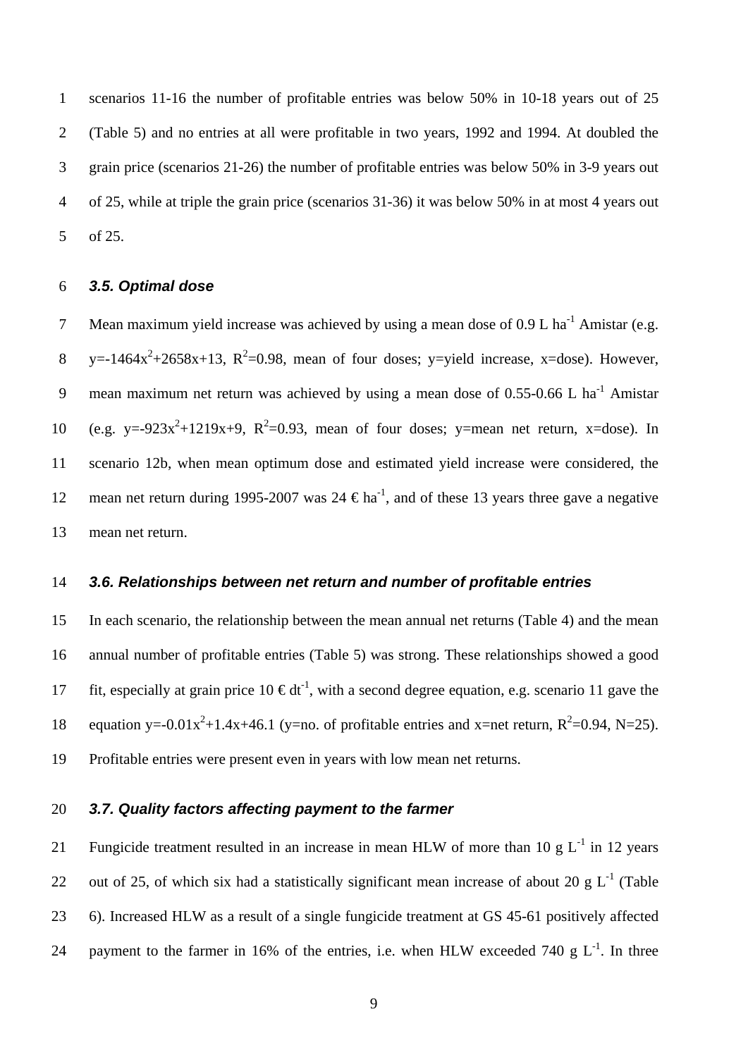scenarios 11-16 the number of profitable entries was below 50% in 10-18 years out of 25 (Table 5) and no entries at all were profitable in two years, 1992 and 1994. At doubled the grain price (scenarios 21-26) the number of profitable entries was below 50% in 3-9 years out of 25, while at triple the grain price (scenarios 31-36) it was below 50% in at most 4 years out of 25.

### *3.5. Optimal dose*

Mean maximum yield increase was achieved by using a mean dose of 0.9 L $ha^{-1}$ Amistar (e.g. $y=-1464x^2+2658x+13$, $R^2=0.98$, mean of four doses; y=yield increase, x=dose). However, mean maximum net return was achieved by using a mean dose of 0.55-0.66 L $ha^{-1}$ Amistar (e.g. $y=-923x^2+1219x+9$, $R^2=0.93$, mean of four doses; y=mean net return, x=dose). In scenario 12b, when mean optimum dose and estimated yield increase were considered, the mean net return during 1995-2007 was 24 € $ha^{-1}$, and of these 13 years three gave a negative mean net return.

### *3.6. Relationships between net return and number of profitable entries*

In each scenario, the relationship between the mean annual net returns (Table 4) and the mean annual number of profitable entries (Table 5) was strong. These relationships showed a good fit, especially at grain price 10 € $dt^{-1}$, with a second degree equation, e.g. scenario 11 gave the equation $y=-0.01x^2+1.4x+46.1$ (y=no. of profitable entries and x=net return, $R^2=0.94$, N=25). Profitable entries were present even in years with low mean net returns.

### *3.7. Quality factors affecting payment to the farmer*

Fungicide treatment resulted in an increase in mean HLW of more than 10 g $L^{-1}$ in 12 years out of 25, of which six had a statistically significant mean increase of about 20 g $L^{-1}$ (Table 6). Increased HLW as a result of a single fungicide treatment at GS 45-61 positively affected payment to the farmer in 16% of the entries, i.e. when HLW exceeded 740 g $L^{-1}$. In three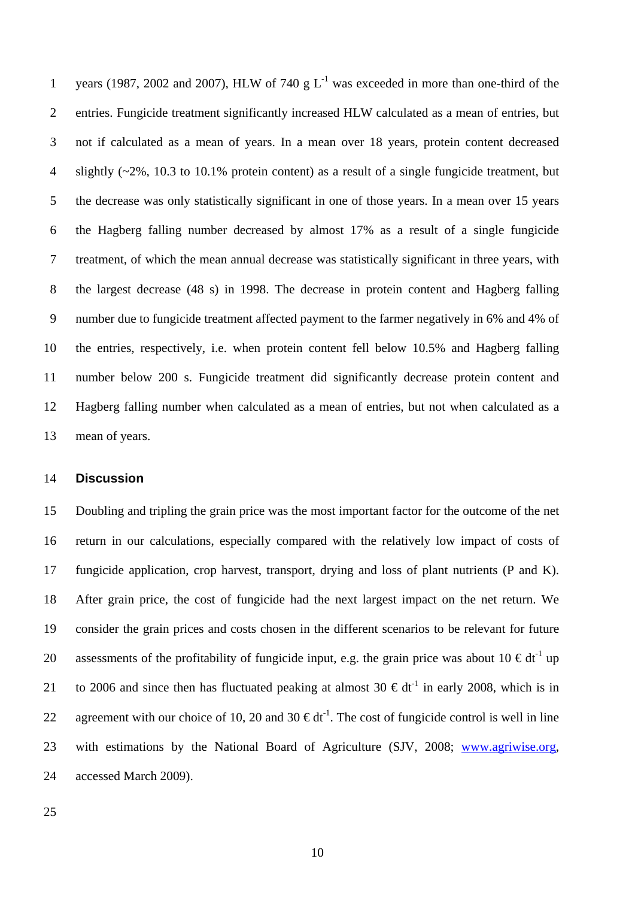years (1987, 2002 and 2007), HLW of 740 g $L^{-1}$ was exceeded in more than one-third of the entries. Fungicide treatment significantly increased HLW calculated as a mean of entries, but not if calculated as a mean of years. In a mean over 18 years, protein content decreased slightly (~2%, 10.3 to 10.1% protein content) as a result of a single fungicide treatment, but the decrease was only statistically significant in one of those years. In a mean over 15 years the Hagberg falling number decreased by almost 17% as a result of a single fungicide treatment, of which the mean annual decrease was statistically significant in three years, with the largest decrease (48 s) in 1998. The decrease in protein content and Hagberg falling number due to fungicide treatment affected payment to the farmer negatively in 6% and 4% of the entries, respectively, i.e. when protein content fell below 10.5% and Hagberg falling number below 200 s. Fungicide treatment did significantly decrease protein content and Hagberg falling number when calculated as a mean of entries, but not when calculated as a mean of years.

## Discussion

Doubling and tripling the grain price was the most important factor for the outcome of the net return in our calculations, especially compared with the relatively low impact of costs of fungicide application, crop harvest, transport, drying and loss of plant nutrients (P and K). After grain price, the cost of fungicide had the next largest impact on the net return. We consider the grain prices and costs chosen in the different scenarios to be relevant for future assessments of the profitability of fungicide input, e.g. the grain price was about 10 € $dt^{-1}$ up to 2006 and since then has fluctuated peaking at almost 30 € $dt^{-1}$ in early 2008, which is in agreement with our choice of 10, 20 and 30 € $dt^{-1}$. The cost of fungicide control is well in line with estimations by the National Board of Agriculture (SJV, 2008; www.agriwise.org, accessed March 2009).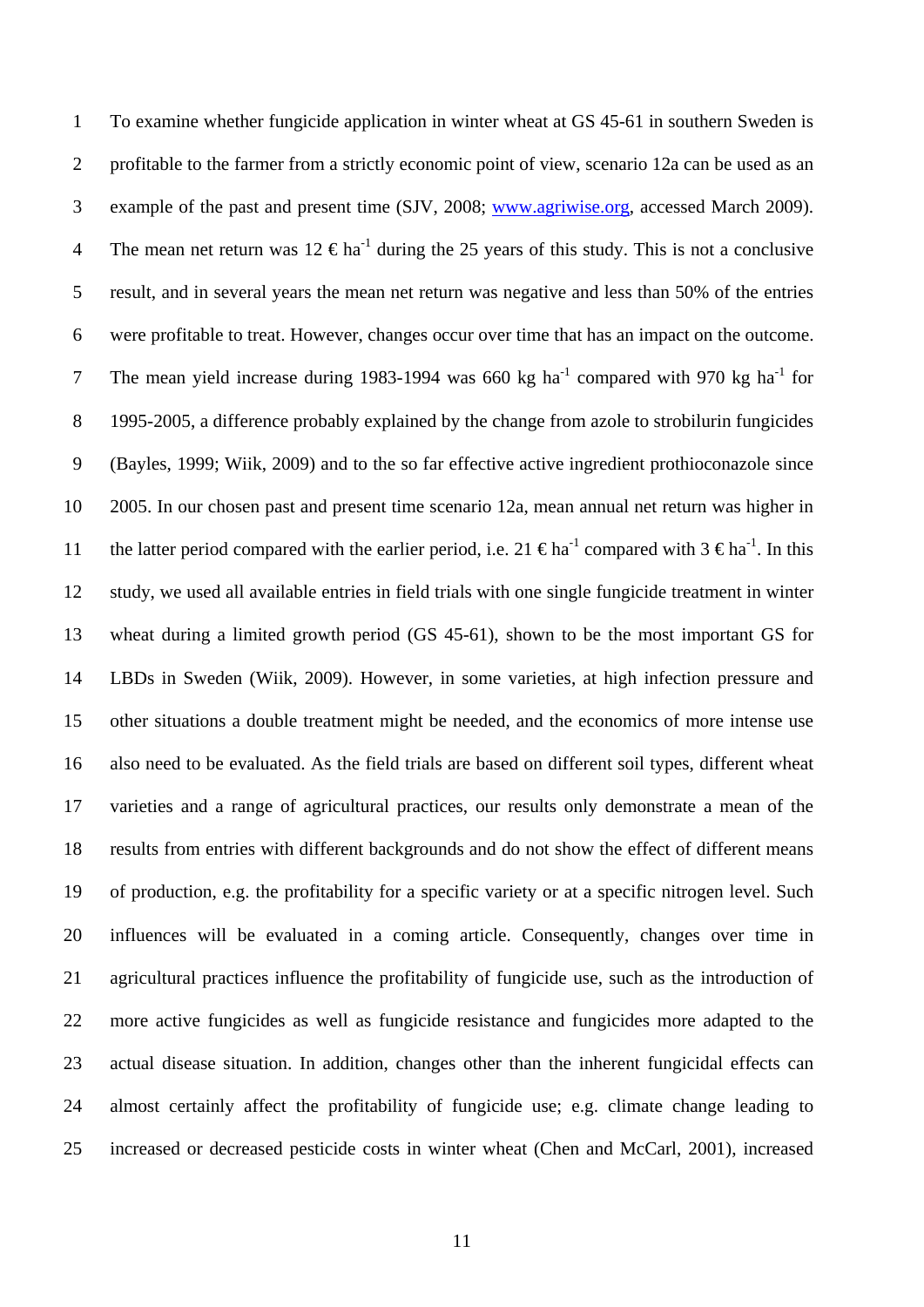To examine whether fungicide application in winter wheat at GS 45-61 in southern Sweden is profitable to the farmer from a strictly economic point of view, scenario 12a can be used as an example of the past and present time (SJV, 2008; www.agriwise.org, accessed March 2009). The mean net return was 12 € $ha^{-1}$ during the 25 years of this study. This is not a conclusive result, and in several years the mean net return was negative and less than 50% of the entries were profitable to treat. However, changes occur over time that has an impact on the outcome. The mean yield increase during 1983-1994 was 660 kg $ha^{-1}$ compared with 970 kg $ha^{-1}$ for 1995-2005, a difference probably explained by the change from azole to strobilurin fungicides (Bayles, 1999; Wiik, 2009) and to the so far effective active ingredient prothioconazole since 2005. In our chosen past and present time scenario 12a, mean annual net return was higher in the latter period compared with the earlier period, i.e. 21 € $ha^{-1}$ compared with 3 € $ha^{-1}$. In this study, we used all available entries in field trials with one single fungicide treatment in winter wheat during a limited growth period (GS 45-61), shown to be the most important GS for LBDs in Sweden (Wiik, 2009). However, in some varieties, at high infection pressure and other situations a double treatment might be needed, and the economics of more intense use also need to be evaluated. As the field trials are based on different soil types, different wheat varieties and a range of agricultural practices, our results only demonstrate a mean of the results from entries with different backgrounds and do not show the effect of different means of production, e.g. the profitability for a specific variety or at a specific nitrogen level. Such influences will be evaluated in a coming article. Consequently, changes over time in agricultural practices influence the profitability of fungicide use, such as the introduction of more active fungicides as well as fungicide resistance and fungicides more adapted to the actual disease situation. In addition, changes other than the inherent fungicidal effects can almost certainly affect the profitability of fungicide use; e.g. climate change leading to increased or decreased pesticide costs in winter wheat (Chen and McCarl, 2001), increased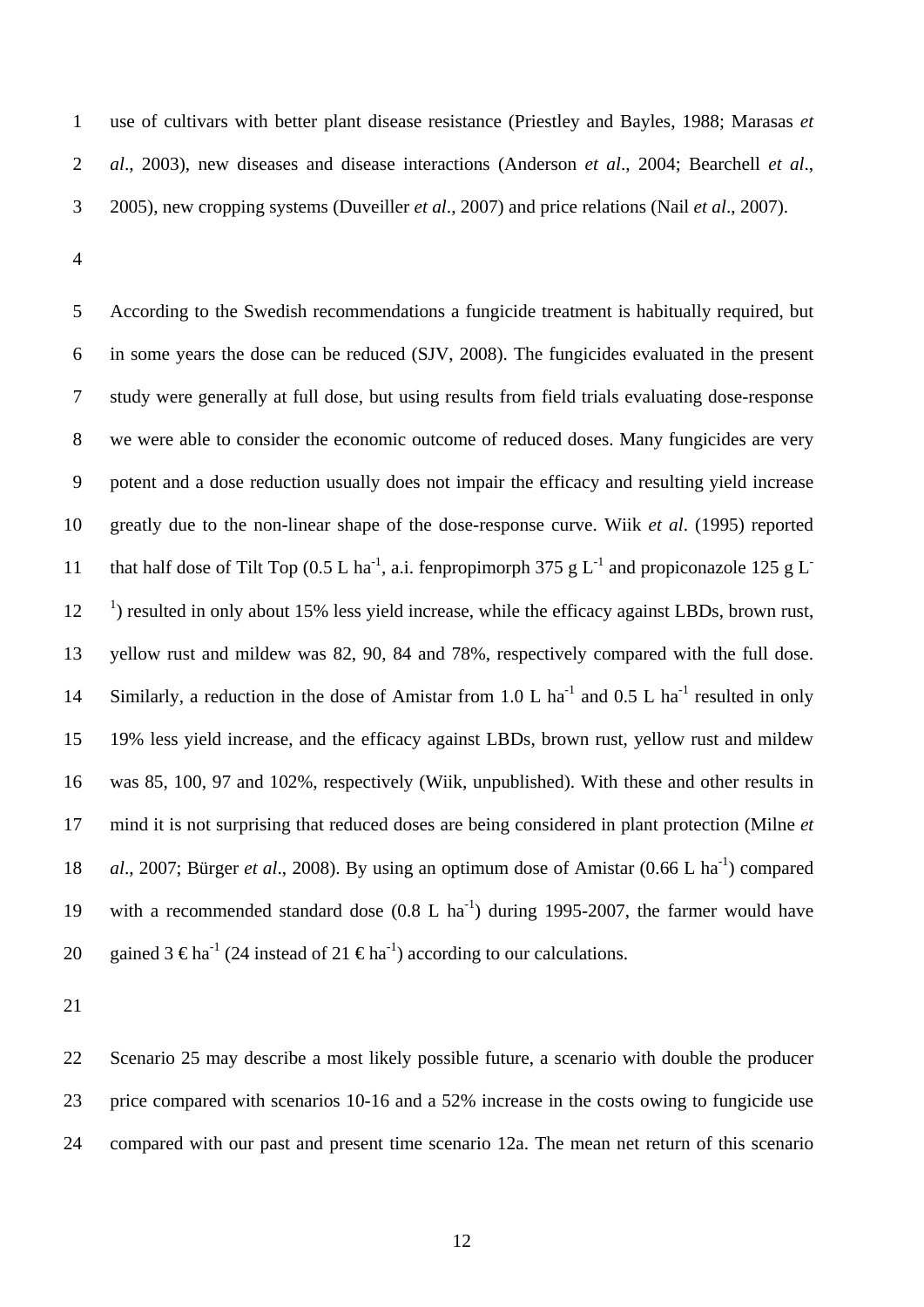use of cultivars with better plant disease resistance (Priestley and Bayles, 1988; Marasas *et al*., 2003), new diseases and disease interactions (Anderson *et al*., 2004; Bearchell *et al*., 2005), new cropping systems (Duveiller *et al*., 2007) and price relations (Nail *et al*., 2007).

According to the Swedish recommendations a fungicide treatment is habitually required, but in some years the dose can be reduced (SJV, 2008). The fungicides evaluated in the present study were generally at full dose, but using results from field trials evaluating dose-response we were able to consider the economic outcome of reduced doses. Many fungicides are very potent and a dose reduction usually does not impair the efficacy and resulting yield increase greatly due to the non-linear shape of the dose-response curve. Wiik *et al*. (1995) reported that half dose of Tilt Top (0.5 L $ha^{-1}$, a.i. fenpropimorph 375 g $L^{-1}$ and propiconazole 125 g $L^{-1}$) resulted in only about 15% less yield increase, while the efficacy against LBDs, brown rust, yellow rust and mildew was 82, 90, 84 and 78%, respectively compared with the full dose. Similarly, a reduction in the dose of Amistar from 1.0 L $ha^{-1}$ and 0.5 L $ha^{-1}$ resulted in only 19% less yield increase, and the efficacy against LBDs, brown rust, yellow rust and mildew was 85, 100, 97 and 102%, respectively (Wiik, unpublished). With these and other results in mind it is not surprising that reduced doses are being considered in plant protection (Milne *et al*., 2007; Bürger *et al*., 2008). By using an optimum dose of Amistar (0.66 L $ha^{-1}$) compared with a recommended standard dose (0.8 L $ha^{-1}$) during 1995-2007, the farmer would have gained 3 € $ha^{-1}$ (24 instead of 21 € $ha^{-1}$) according to our calculations.

Scenario 25 may describe a most likely possible future, a scenario with double the producer price compared with scenarios 10-16 and a 52% increase in the costs owing to fungicide use compared with our past and present time scenario 12a. The mean net return of this scenario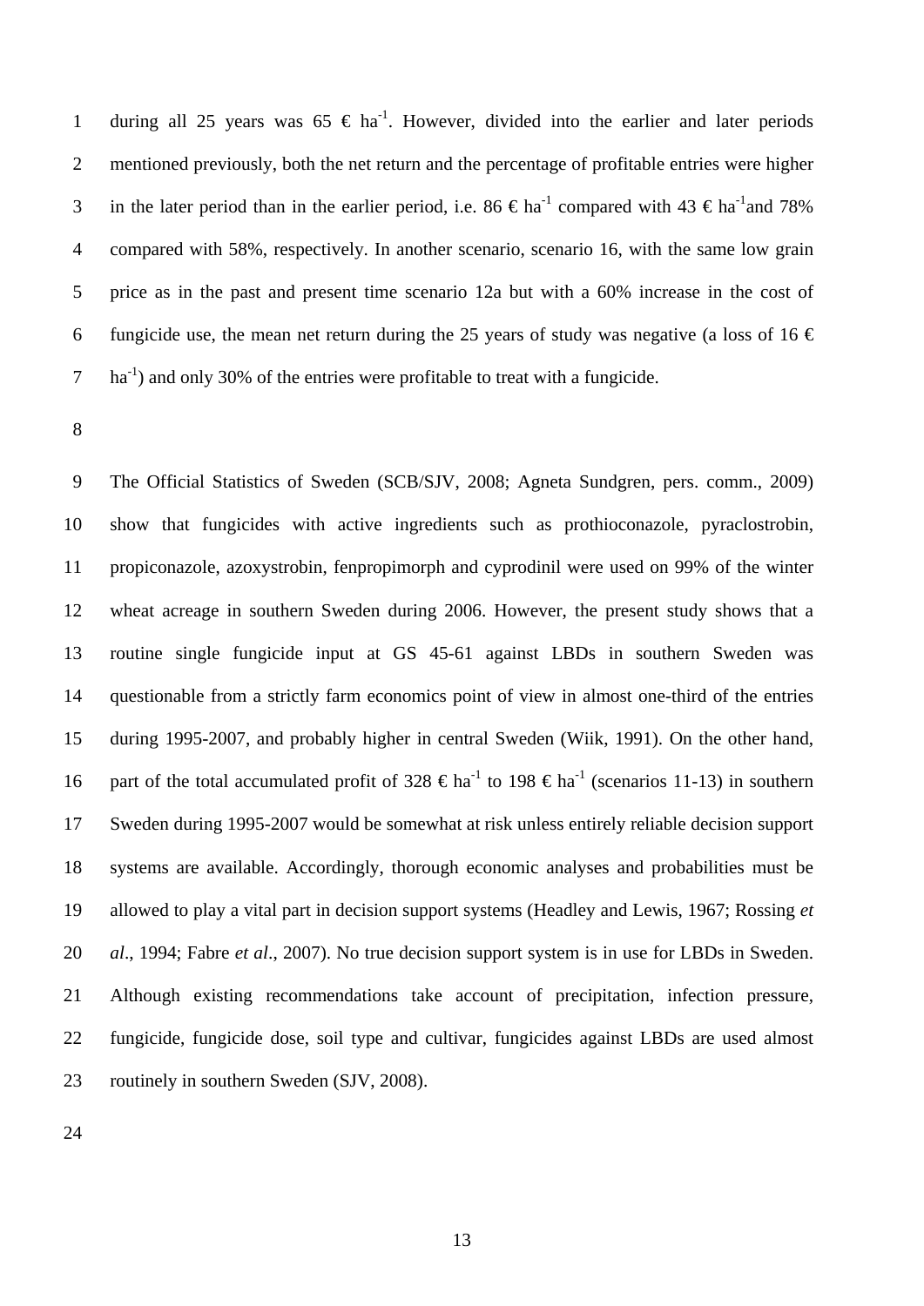during all 25 years was 65 € $ha^{-1}$. However, divided into the earlier and later periods mentioned previously, both the net return and the percentage of profitable entries were higher in the later period than in the earlier period, i.e. 86 € $ha^{-1}$ compared with 43 € $ha^{-1}$and 78% compared with 58%, respectively. In another scenario, scenario 16, with the same low grain price as in the past and present time scenario 12a but with a 60% increase in the cost of fungicide use, the mean net return during the 25 years of study was negative (a loss of 16 € $ha^{-1}$) and only 30% of the entries were profitable to treat with a fungicide.

The Official Statistics of Sweden (SCB/SJV, 2008; Agneta Sundgren, pers. comm., 2009) show that fungicides with active ingredients such as prothioconazole, pyraclostrobin, propiconazole, azoxystrobin, fenpropimorph and cyprodinil were used on 99% of the winter wheat acreage in southern Sweden during 2006. However, the present study shows that a routine single fungicide input at GS 45-61 against LBDs in southern Sweden was questionable from a strictly farm economics point of view in almost one-third of the entries during 1995-2007, and probably higher in central Sweden (Wiik, 1991). On the other hand, part of the total accumulated profit of 328 € $ha^{-1}$ to 198 € $ha^{-1}$ (scenarios 11-13) in southern Sweden during 1995-2007 would be somewhat at risk unless entirely reliable decision support systems are available. Accordingly, thorough economic analyses and probabilities must be allowed to play a vital part in decision support systems (Headley and Lewis, 1967; Rossing *et al*., 1994; Fabre *et al*., 2007). No true decision support system is in use for LBDs in Sweden. Although existing recommendations take account of precipitation, infection pressure, fungicide, fungicide dose, soil type and cultivar, fungicides against LBDs are used almost routinely in southern Sweden (SJV, 2008).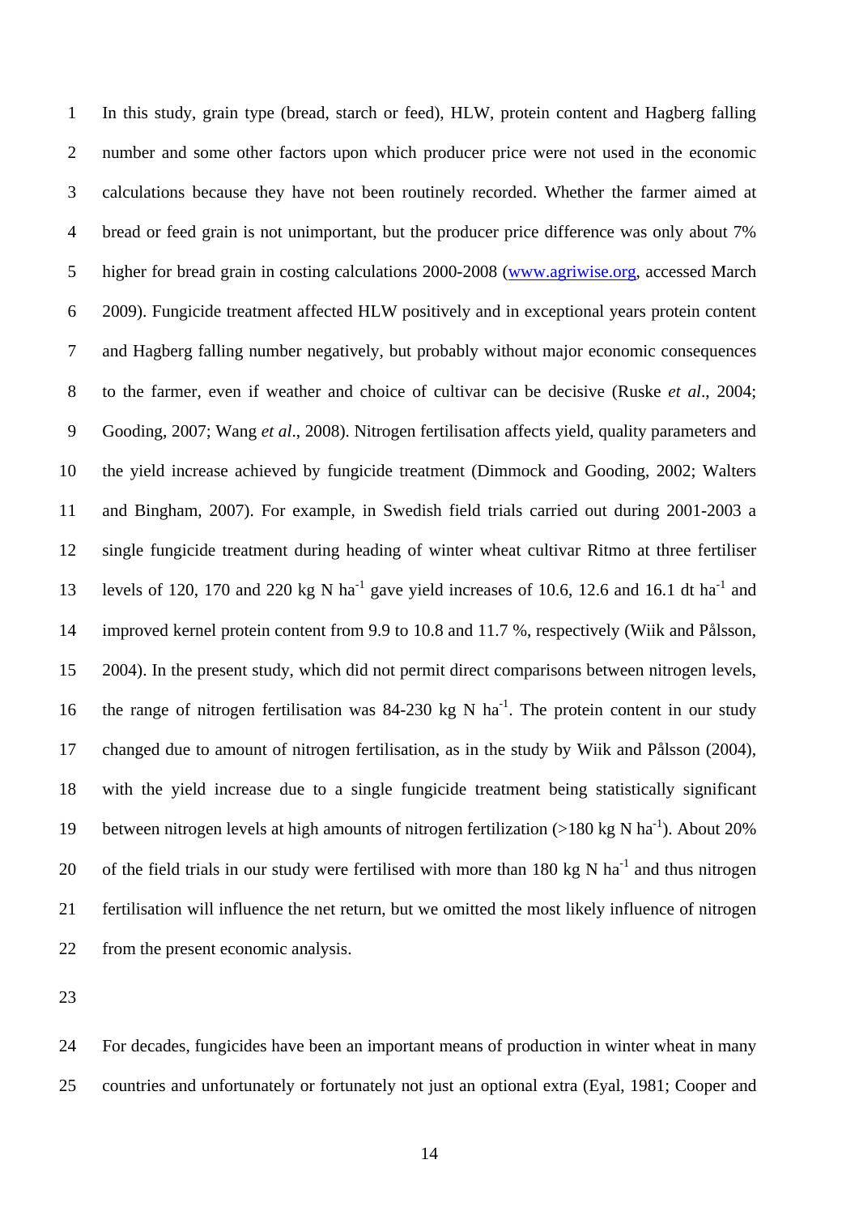In this study, grain type (bread, starch or feed), HLW, protein content and Hagberg falling number and some other factors upon which producer price were not used in the economic calculations because they have not been routinely recorded. Whether the farmer aimed at bread or feed grain is not unimportant, but the producer price difference was only about 7% higher for bread grain in costing calculations 2000-2008 (www.agriwise.org, accessed March 2009). Fungicide treatment affected HLW positively and in exceptional years protein content and Hagberg falling number negatively, but probably without major economic consequences to the farmer, even if weather and choice of cultivar can be decisive (Ruske *et al*., 2004; Gooding, 2007; Wang *et al*., 2008). Nitrogen fertilisation affects yield, quality parameters and the yield increase achieved by fungicide treatment (Dimmock and Gooding, 2002; Walters and Bingham, 2007). For example, in Swedish field trials carried out during 2001-2003 a single fungicide treatment during heading of winter wheat cultivar Ritmo at three fertiliser levels of 120, 170 and 220 kg N ha$^{-1}$ gave yield increases of 10.6, 12.6 and 16.1 dt ha$^{-1}$ and improved kernel protein content from 9.9 to 10.8 and 11.7 %, respectively (Wiik and Pålsson, 2004). In the present study, which did not permit direct comparisons between nitrogen levels, the range of nitrogen fertilisation was 84-230 kg N ha$^{-1}$. The protein content in our study changed due to amount of nitrogen fertilisation, as in the study by Wiik and Pålsson (2004), with the yield increase due to a single fungicide treatment being statistically significant between nitrogen levels at high amounts of nitrogen fertilization (>180 kg N ha$^{-1}$). About 20% of the field trials in our study were fertilised with more than 180 kg N ha$^{-1}$ and thus nitrogen fertilisation will influence the net return, but we omitted the most likely influence of nitrogen from the present economic analysis.

For decades, fungicides have been an important means of production in winter wheat in many countries and unfortunately or fortunately not just an optional extra (Eyal, 1981; Cooper and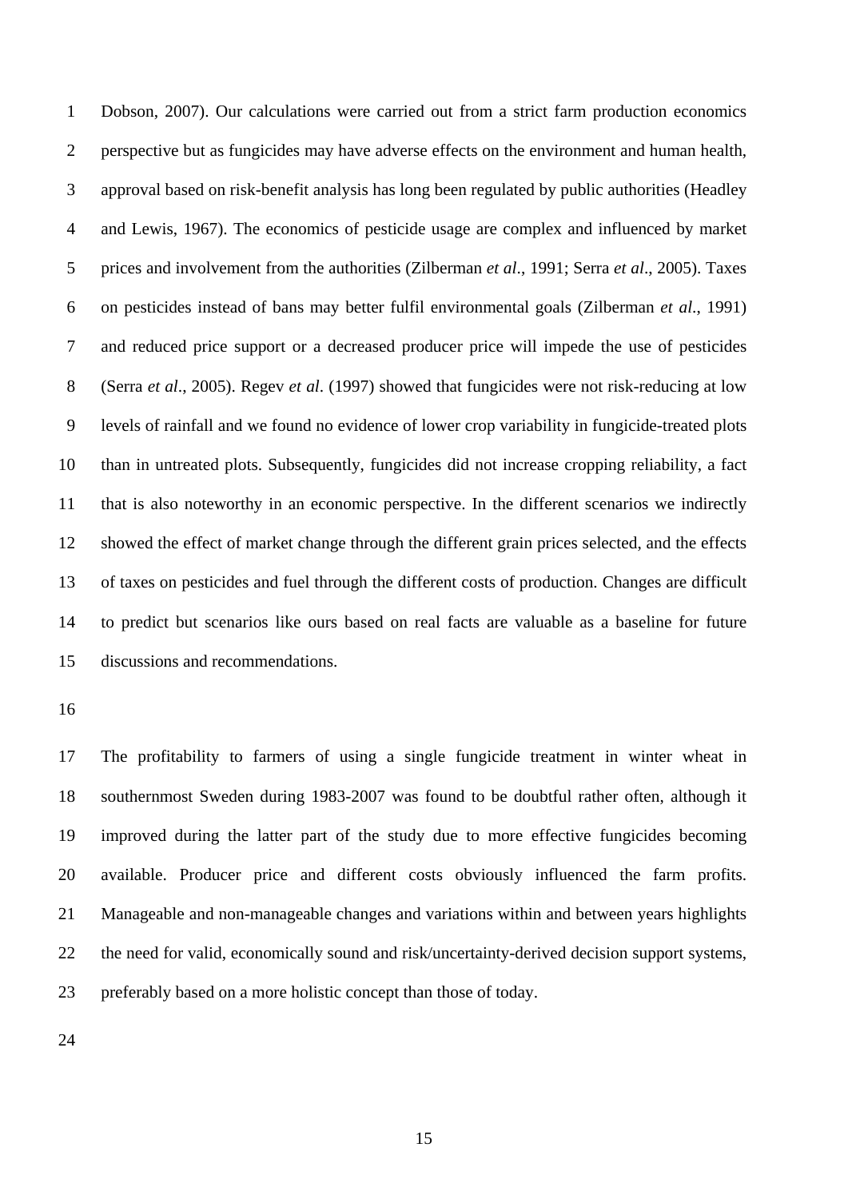Dobson, 2007). Our calculations were carried out from a strict farm production economics perspective but as fungicides may have adverse effects on the environment and human health, approval based on risk-benefit analysis has long been regulated by public authorities (Headley and Lewis, 1967). The economics of pesticide usage are complex and influenced by market prices and involvement from the authorities (Zilberman *et al*., 1991; Serra *et al*., 2005). Taxes on pesticides instead of bans may better fulfil environmental goals (Zilberman *et al*., 1991) and reduced price support or a decreased producer price will impede the use of pesticides (Serra *et al*., 2005). Regev *et al*. (1997) showed that fungicides were not risk-reducing at low levels of rainfall and we found no evidence of lower crop variability in fungicide-treated plots than in untreated plots. Subsequently, fungicides did not increase cropping reliability, a fact that is also noteworthy in an economic perspective. In the different scenarios we indirectly showed the effect of market change through the different grain prices selected, and the effects of taxes on pesticides and fuel through the different costs of production. Changes are difficult to predict but scenarios like ours based on real facts are valuable as a baseline for future discussions and recommendations.

The profitability to farmers of using a single fungicide treatment in winter wheat in southernmost Sweden during 1983-2007 was found to be doubtful rather often, although it improved during the latter part of the study due to more effective fungicides becoming available. Producer price and different costs obviously influenced the farm profits. Manageable and non-manageable changes and variations within and between years highlights the need for valid, economically sound and risk/uncertainty-derived decision support systems, preferably based on a more holistic concept than those of today.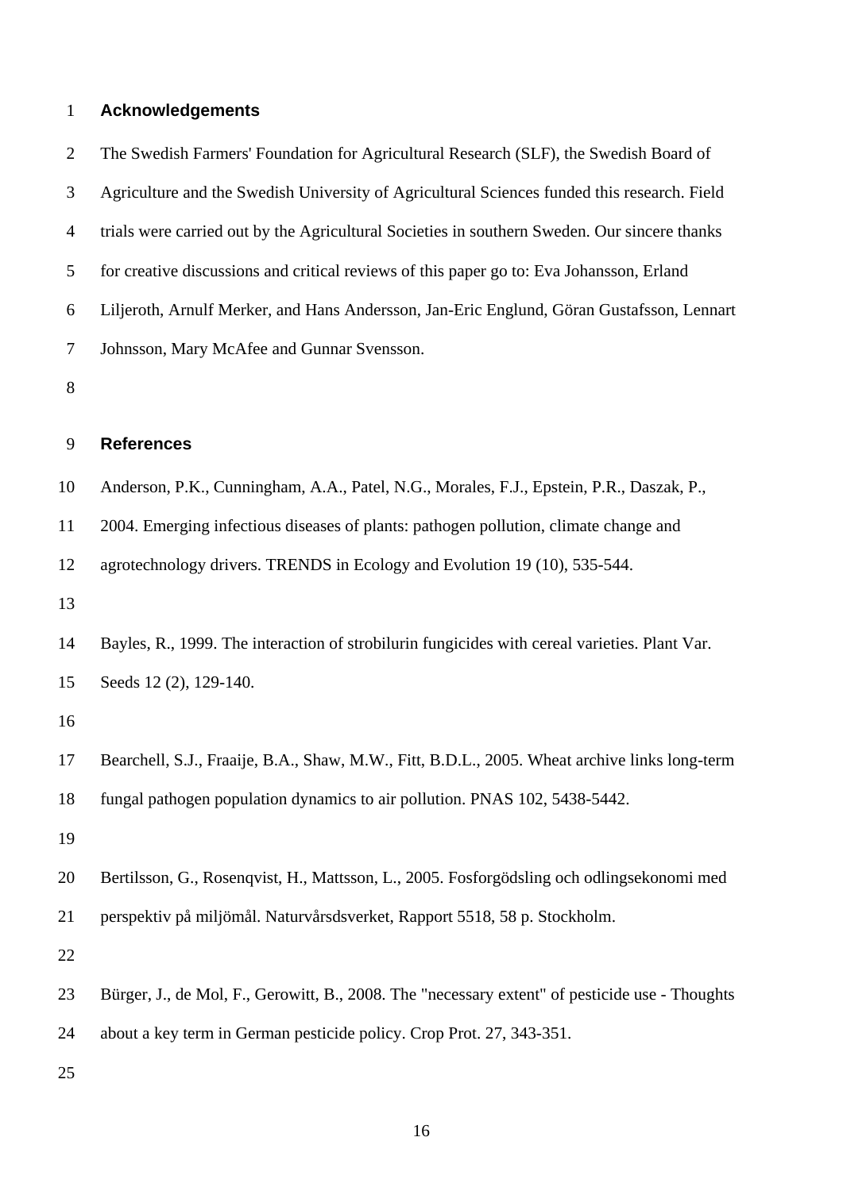## Acknowledgements

The Swedish Farmers' Foundation for Agricultural Research (SLF), the Swedish Board of Agriculture and the Swedish University of Agricultural Sciences funded this research. Field trials were carried out by the Agricultural Societies in southern Sweden. Our sincere thanks for creative discussions and critical reviews of this paper go to: Eva Johansson, Erland Liljeroth, Arnulf Merker, and Hans Andersson, Jan-Eric Englund, Göran Gustafsson, Lennart Johnsson, Mary McAfee and Gunnar Svensson.

## References

Anderson, P.K., Cunningham, A.A., Patel, N.G., Morales, F.J., Epstein, P.R., Daszak, P., 2004. Emerging infectious diseases of plants: pathogen pollution, climate change and agrotechnology drivers. TRENDS in Ecology and Evolution 19 (10), 535-544.

Bayles, R., 1999. The interaction of strobilurin fungicides with cereal varieties. Plant Var. Seeds 12 (2), 129-140.

Bearchell, S.J., Fraaije, B.A., Shaw, M.W., Fitt, B.D.L., 2005. Wheat archive links long-term fungal pathogen population dynamics to air pollution. PNAS 102, 5438-5442.

Bertilsson, G., Rosenqvist, H., Mattsson, L., 2005. Fosforgödsling och odlingsekonomi med perspektiv på miljömål. Naturvårsdsverket, Rapport 5518, 58 p. Stockholm.

Bürger, J., de Mol, F., Gerowitt, B., 2008. The "necessary extent" of pesticide use - Thoughts about a key term in German pesticide policy. Crop Prot. 27, 343-351.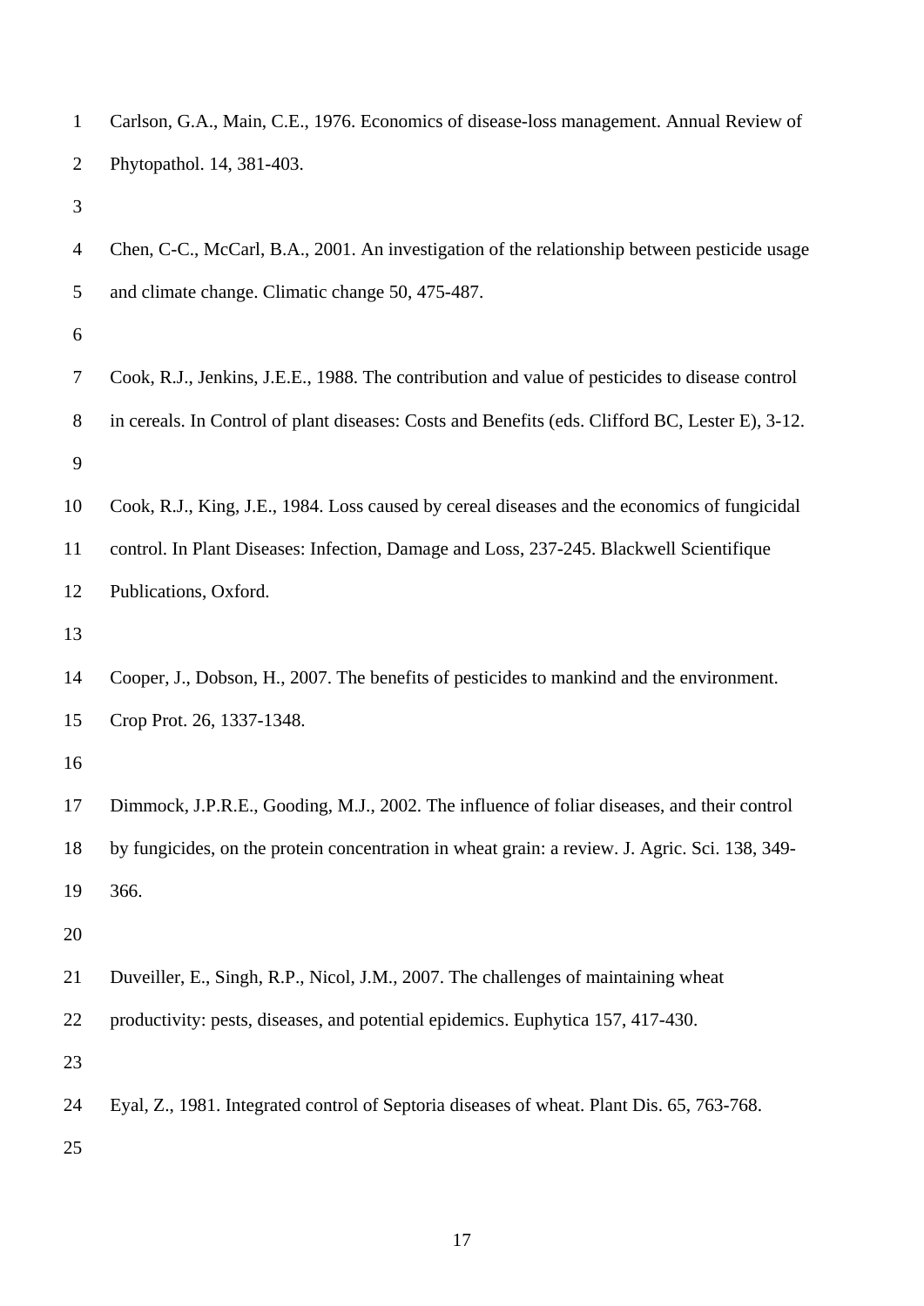Carlson, G.A., Main, C.E., 1976. Economics of disease-loss management. Annual Review of Phytopathol. 14, 381-403.

Chen, C-C., McCarl, B.A., 2001. An investigation of the relationship between pesticide usage and climate change. Climatic change 50, 475-487.

Cook, R.J., Jenkins, J.E.E., 1988. The contribution and value of pesticides to disease control in cereals. In Control of plant diseases: Costs and Benefits (eds. Clifford BC, Lester E), 3-12.

Cook, R.J., King, J.E., 1984. Loss caused by cereal diseases and the economics of fungicidal control. In Plant Diseases: Infection, Damage and Loss, 237-245. Blackwell Scientifique Publications, Oxford.

Cooper, J., Dobson, H., 2007. The benefits of pesticides to mankind and the environment. Crop Prot. 26, 1337-1348.

Dimmock, J.P.R.E., Gooding, M.J., 2002. The influence of foliar diseases, and their control by fungicides, on the protein concentration in wheat grain: a review. J. Agric. Sci. 138, 349-366.

Duveiller, E., Singh, R.P., Nicol, J.M., 2007. The challenges of maintaining wheat productivity: pests, diseases, and potential epidemics. Euphytica 157, 417-430.

Eyal, Z., 1981. Integrated control of Septoria diseases of wheat. Plant Dis. 65, 763-768.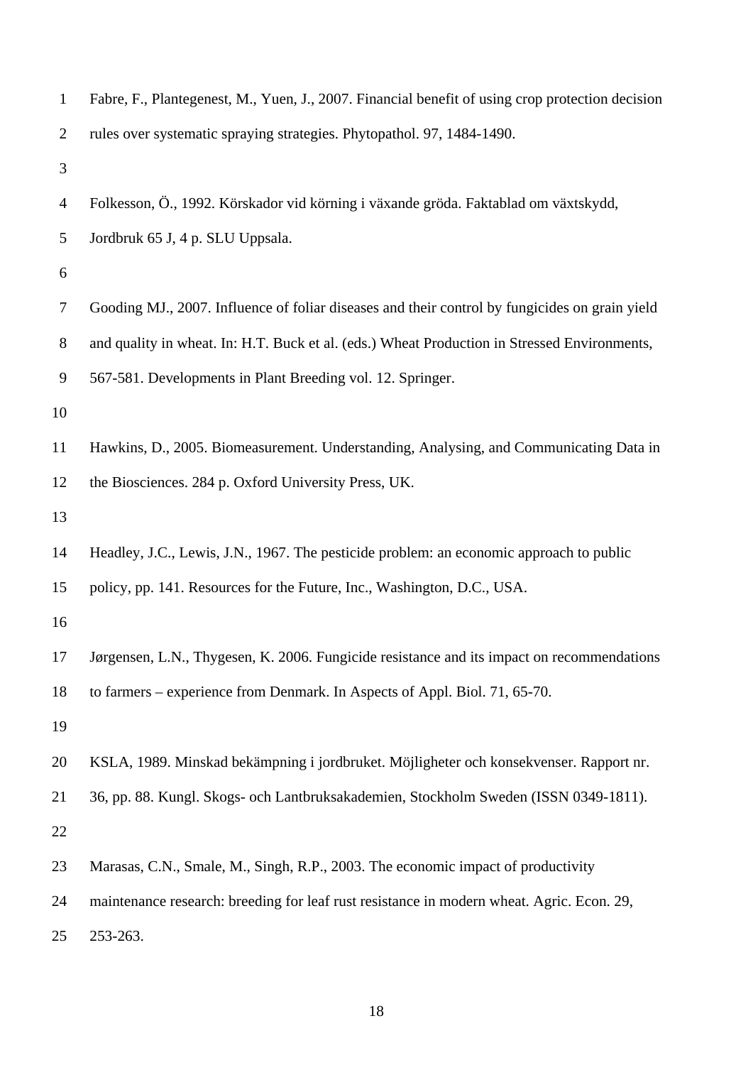Fabre, F., Plantegenest, M., Yuen, J., 2007. Financial benefit of using crop protection decision rules over systematic spraying strategies. Phytopathol. 97, 1484-1490.

Folkesson, Ö., 1992. Körskador vid körning i växande gröda. Faktablad om växtskydd, Jordbruk 65 J, 4 p. SLU Uppsala.

Gooding MJ., 2007. Influence of foliar diseases and their control by fungicides on grain yield and quality in wheat. In: H.T. Buck et al. (eds.) Wheat Production in Stressed Environments, 567-581. Developments in Plant Breeding vol. 12. Springer.

Hawkins, D., 2005. Biomeasurement. Understanding, Analysing, and Communicating Data in the Biosciences. 284 p. Oxford University Press, UK.

Headley, J.C., Lewis, J.N., 1967. The pesticide problem: an economic approach to public policy, pp. 141. Resources for the Future, Inc., Washington, D.C., USA.

Jørgensen, L.N., Thygesen, K. 2006. Fungicide resistance and its impact on recommendations to farmers – experience from Denmark. In Aspects of Appl. Biol. 71, 65-70.

KSLA, 1989. Minskad bekämpning i jordbruket. Möjligheter och konsekvenser. Rapport nr. 36, pp. 88. Kungl. Skogs- och Lantbruksakademien, Stockholm Sweden (ISSN 0349-1811).

Marasas, C.N., Smale, M., Singh, R.P., 2003. The economic impact of productivity maintenance research: breeding for leaf rust resistance in modern wheat. Agric. Econ. 29, 253-263.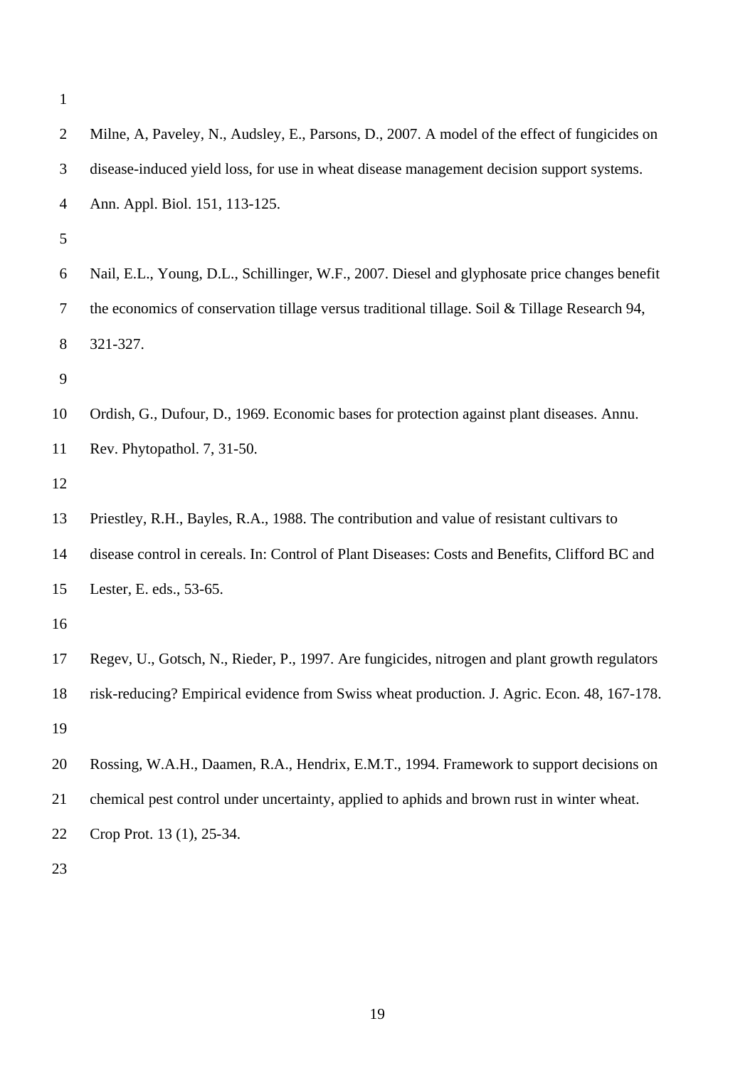Milne, A, Paveley, N., Audsley, E., Parsons, D., 2007. A model of the effect of fungicides on disease-induced yield loss, for use in wheat disease management decision support systems. Ann. Appl. Biol. 151, 113-125.

Nail, E.L., Young, D.L., Schillinger, W.F., 2007. Diesel and glyphosate price changes benefit the economics of conservation tillage versus traditional tillage. Soil & Tillage Research 94, 321-327.

Ordish, G., Dufour, D., 1969. Economic bases for protection against plant diseases. Annu. Rev. Phytopathol. 7, 31-50.

Priestley, R.H., Bayles, R.A., 1988. The contribution and value of resistant cultivars to disease control in cereals. In: Control of Plant Diseases: Costs and Benefits, Clifford BC and Lester, E. eds., 53-65.

Regev, U., Gotsch, N., Rieder, P., 1997. Are fungicides, nitrogen and plant growth regulators risk-reducing? Empirical evidence from Swiss wheat production. J. Agric. Econ. 48, 167-178.

Rossing, W.A.H., Daamen, R.A., Hendrix, E.M.T., 1994. Framework to support decisions on chemical pest control under uncertainty, applied to aphids and brown rust in winter wheat. Crop Prot. 13 (1), 25-34.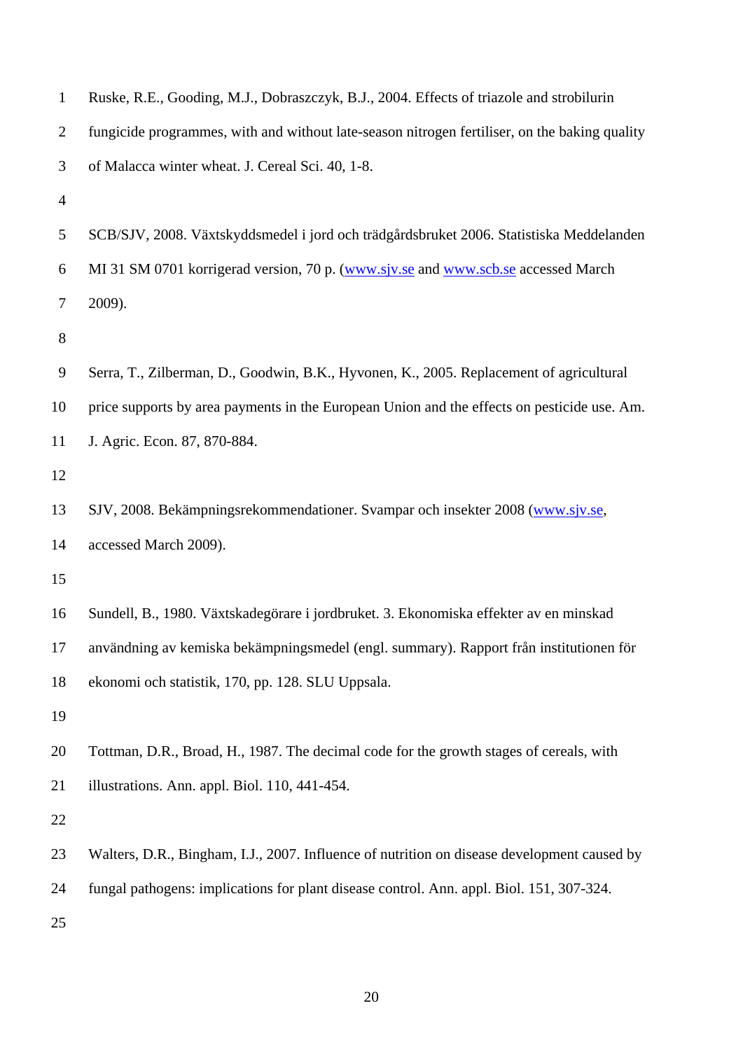Ruske, R.E., Gooding, M.J., Dobraszczyk, B.J., 2004. Effects of triazole and strobilurin fungicide programmes, with and without late-season nitrogen fertiliser, on the baking quality of Malacca winter wheat. J. Cereal Sci. 40, 1-8.

SCB/SJV, 2008. Växtskyddsmedel i jord och trädgårdsbruket 2006. Statistiska Meddelanden MI 31 SM 0701 korrigerad version, 70 p. (www.sjv.se and www.scb.se accessed March 2009).

Serra, T., Zilberman, D., Goodwin, B.K., Hyvonen, K., 2005. Replacement of agricultural price supports by area payments in the European Union and the effects on pesticide use. Am. J. Agric. Econ. 87, 870-884.

SJV, 2008. Bekämpningsrekommendationer. Svampar och insekter 2008 (www.sjv.se, accessed March 2009).

Sundell, B., 1980. Växtskadegörare i jordbruket. 3. Ekonomiska effekter av en minskad användning av kemiska bekämpningsmedel (engl. summary). Rapport från institutionen för ekonomi och statistik, 170, pp. 128. SLU Uppsala.

Tottman, D.R., Broad, H., 1987. The decimal code for the growth stages of cereals, with illustrations. Ann. appl. Biol. 110, 441-454.

Walters, D.R., Bingham, I.J., 2007. Influence of nutrition on disease development caused by fungal pathogens: implications for plant disease control. Ann. appl. Biol. 151, 307-324.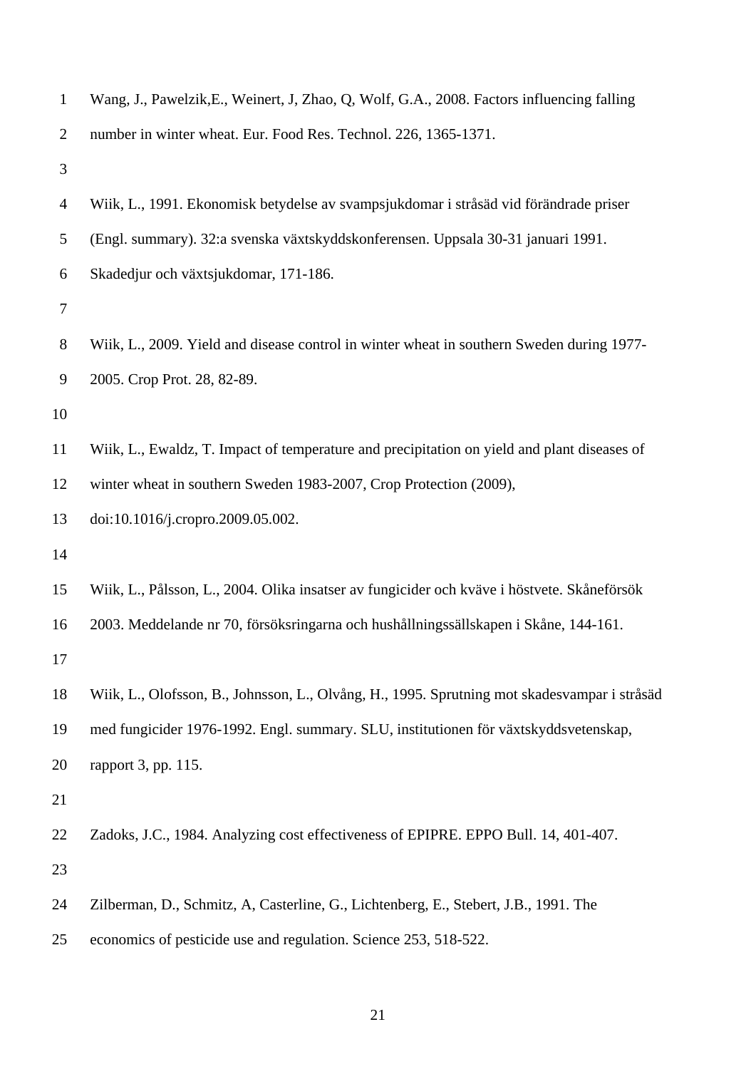Wang, J., Pawelzik,E., Weinert, J, Zhao, Q, Wolf, G.A., 2008. Factors influencing falling number in winter wheat. Eur. Food Res. Technol. 226, 1365-1371.

Wiik, L., 1991. Ekonomisk betydelse av svampsjukdomar i stråsäd vid förändrade priser (Engl. summary). 32:a svenska växtskyddskonferensen. Uppsala 30-31 januari 1991. Skadedjur och växtsjukdomar, 171-186.

Wiik, L., 2009. Yield and disease control in winter wheat in southern Sweden during 1977-2005. Crop Prot. 28, 82-89.

Wiik, L., Ewaldz, T. Impact of temperature and precipitation on yield and plant diseases of winter wheat in southern Sweden 1983-2007, Crop Protection (2009), doi:10.1016/j.cropro.2009.05.002.

Wiik, L., Pålsson, L., 2004. Olika insatser av fungicider och kväve i höstvete. Skåneförsök 2003. Meddelande nr 70, försöksringarna och hushållningssällskapen i Skåne, 144-161.

Wiik, L., Olofsson, B., Johnsson, L., Olvång, H., 1995. Sprutning mot skadesvampar i stråsäd med fungicider 1976-1992. Engl. summary. SLU, institutionen för växtskyddsvetenskap, rapport 3, pp. 115.

Zadoks, J.C., 1984. Analyzing cost effectiveness of EPIPRE. EPPO Bull. 14, 401-407.

Zilberman, D., Schmitz, A, Casterline, G., Lichtenberg, E., Stebert, J.B., 1991. The economics of pesticide use and regulation. Science 253, 518-522.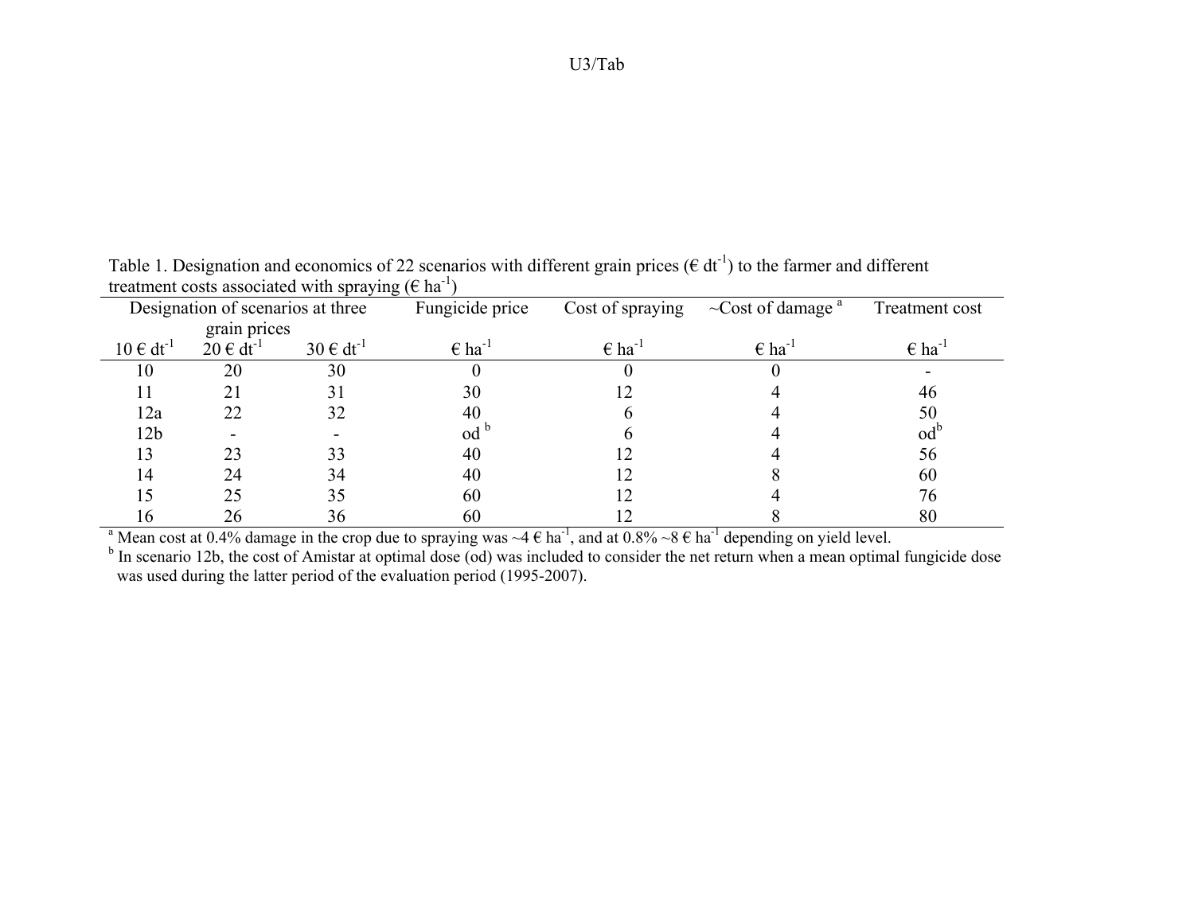Table 1. Designation and economics of 22 scenarios with different grain prices (€ $dt^{-1}$) to the farmer and different treatment costs associated with spraying (€ $ha^{-1}$)

| Designation of scenarios at three grain prices | | | Fungicide price | Cost of spraying | ~Cost of damage [a] | Treatment cost |
|---|---|---|---|---|---|---|
| 10 € $dt^{-1}$ | 20 € $dt^{-1}$ | 30 € $dt^{-1}$ | € $ha^{-1}$ | € $ha^{-1}$ | € $ha^{-1}$ | € $ha^{-1}$ |
| 10 | 20 | 30 | 0 | 0 | 0 | - |
| 11 | 21 | 31 | 30 | 12 | 4 | 46 |
| 12a | 22 | 32 | 40 | 6 | 4 | 50 |
| 12b | - | - | od [b] | 6 | 4 | od[b] |
| 13 | 23 | 33 | 40 | 12 | 4 | 56 |
| 14 | 24 | 34 | 40 | 12 | 8 | 60 |
| 15 | 25 | 35 | 60 | 12 | 4 | 76 |
| 16 | 26 | 36 | 60 | 12 | 8 | 80 |

[a] Mean cost at 0.4% damage in the crop due to spraying was ~4 € $ha^{-1}$, and at 0.8% ~8 € $ha^{-1}$ depending on yield level.

[b] In scenario 12b, the cost of Amistar at optimal dose (od) was included to consider the net return when a mean optimal fungicide dose was used during the latter period of the evaluation period (1995-2007).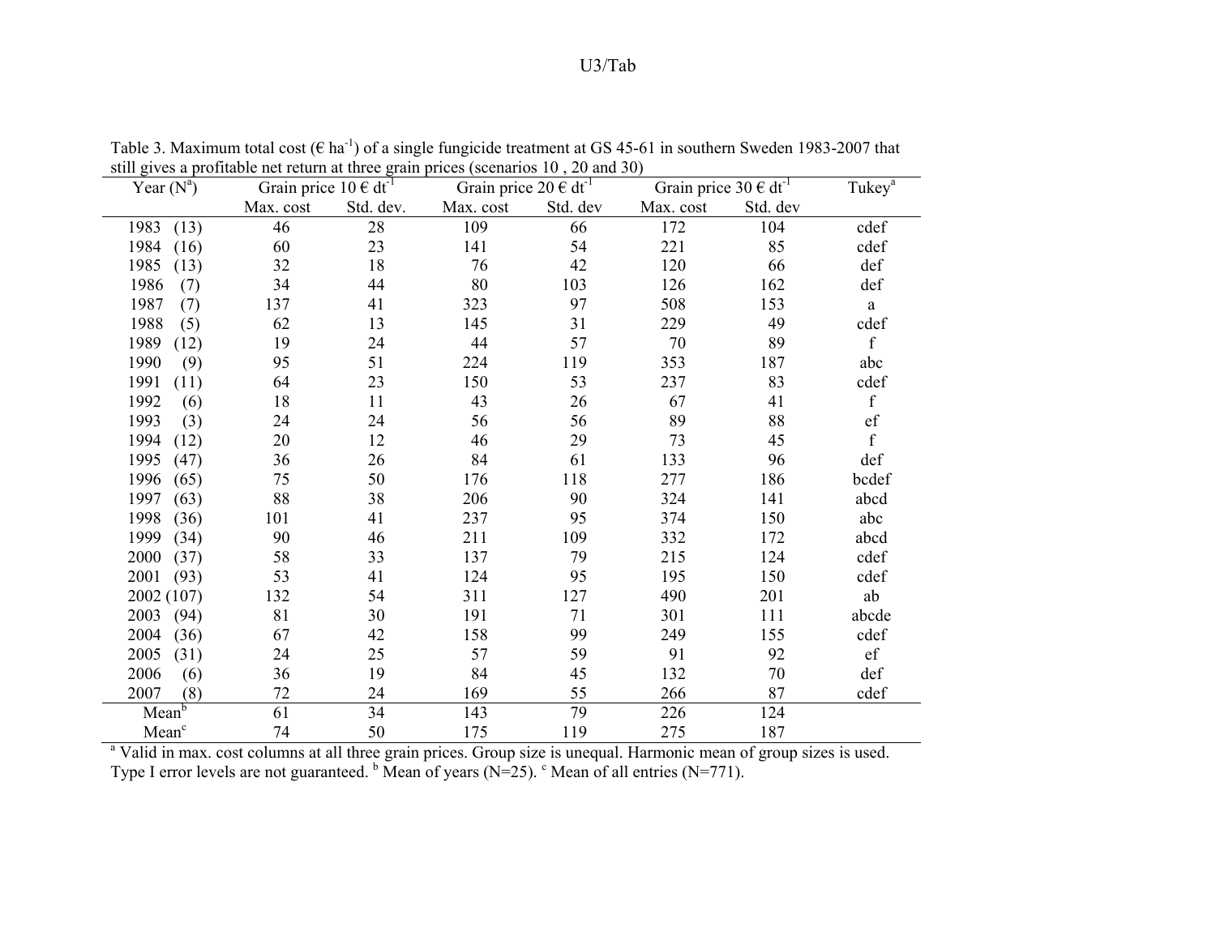Table 3. Maximum total cost (€ $ha^{-1}$) of a single fungicide treatment at GS 45-61 in southern Sweden 1983-2007 that still gives a profitable net return at three grain prices (scenarios 10 , 20 and 30)

| Year (N[a]) | Grain price 10 € $dt^{-1}$ | | Grain price 20 € $dt^{-1}$ | | Grain price 30 € $dt^{-1}$ | | Tukey[a] |
|---|---|---|---|---|---|---|---|
| | Max. cost | Std. dev. | Max. cost | Std. dev | Max. cost | Std. dev | |
| 1983 (13) | 46 | 28 | 109 | 66 | 172 | 104 | cdef |
| 1984 (16) | 60 | 23 | 141 | 54 | 221 | 85 | cdef |
| 1985 (13) | 32 | 18 | 76 | 42 | 120 | 66 | def |
| 1986 (7) | 34 | 44 | 80 | 103 | 126 | 162 | def |
| 1987 (7) | 137 | 41 | 323 | 97 | 508 | 153 | a |
| 1988 (5) | 62 | 13 | 145 | 31 | 229 | 49 | cdef |
| 1989 (12) | 19 | 24 | 44 | 57 | 70 | 89 | f |
| 1990 (9) | 95 | 51 | 224 | 119 | 353 | 187 | abc |
| 1991 (11) | 64 | 23 | 150 | 53 | 237 | 83 | cdef |
| 1992 (6) | 18 | 11 | 43 | 26 | 67 | 41 | f |
| 1993 (3) | 24 | 24 | 56 | 56 | 89 | 88 | ef |
| 1994 (12) | 20 | 12 | 46 | 29 | 73 | 45 | f |
| 1995 (47) | 36 | 26 | 84 | 61 | 133 | 96 | def |
| 1996 (65) | 75 | 50 | 176 | 118 | 277 | 186 | bcdef |
| 1997 (63) | 88 | 38 | 206 | 90 | 324 | 141 | abcd |
| 1998 (36) | 101 | 41 | 237 | 95 | 374 | 150 | abc |
| 1999 (34) | 90 | 46 | 211 | 109 | 332 | 172 | abcd |
| 2000 (37) | 58 | 33 | 137 | 79 | 215 | 124 | cdef |
| 2001 (93) | 53 | 41 | 124 | 95 | 195 | 150 | cdef |
| 2002 (107) | 132 | 54 | 311 | 127 | 490 | 201 | ab |
| 2003 (94) | 81 | 30 | 191 | 71 | 301 | 111 | abcde |
| 2004 (36) | 67 | 42 | 158 | 99 | 249 | 155 | cdef |
| 2005 (31) | 24 | 25 | 57 | 59 | 91 | 92 | ef |
| 2006 (6) | 36 | 19 | 84 | 45 | 132 | 70 | def |
| 2007 (8) | 72 | 24 | 169 | 55 | 266 | 87 | cdef |
| Mean[b] | 61 | 34 | 143 | 79 | 226 | 124 | |
| Mean[c] | 74 | 50 | 175 | 119 | 275 | 187 | |

[a] Valid in max. cost columns at all three grain prices. Group size is unequal. Harmonic mean of group sizes is used. Type I error levels are not guaranteed. [b] Mean of years (N=25). [c] Mean of all entries (N=771).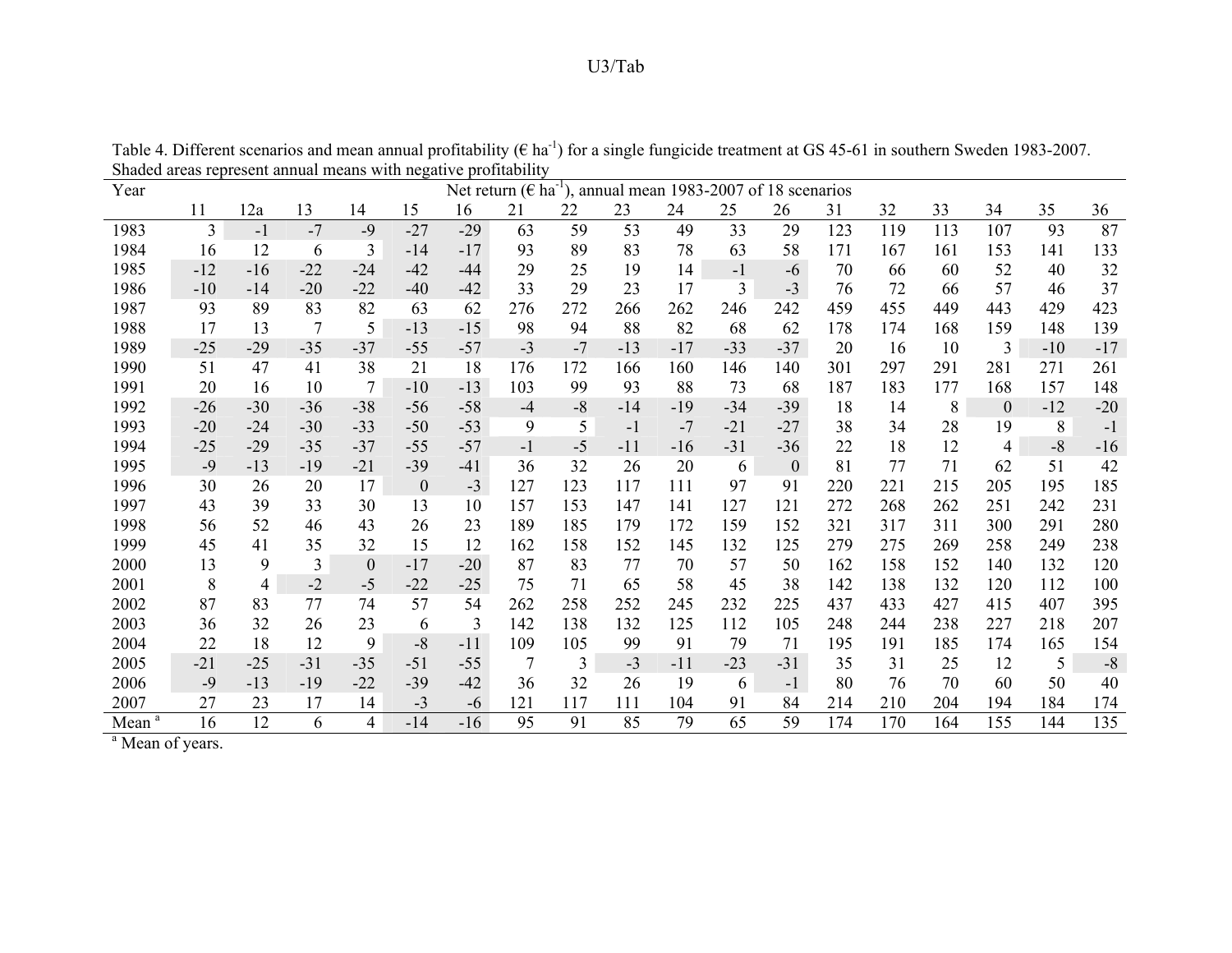Table 4. Different scenarios and mean annual profitability (€ $ha^{-1}$) for a single fungicide treatment at GS 45-61 in southern Sweden 1983-2007. Shaded areas represent annual means with negative profitability

| Year | Net return (€ $ha^{-1}$), annual mean 1983-2007 of 18 scenarios | | | | | | | | | | | | | | | | | |
|---|---|---|---|---|---|---|---|---|---|---|---|---|---|---|---|---|---|---|
| | 11 | 12a | 13 | 14 | 15 | 16 | 21 | 22 | 23 | 24 | 25 | 26 | 31 | 32 | 33 | 34 | 35 | 36 |
| 1983 | 3 | -1 | -7 | -9 | -27 | -29 | 63 | 59 | 53 | 49 | 33 | 29 | 123 | 119 | 113 | 107 | 93 | 87 |
| 1984 | 16 | 12 | 6 | 3 | -14 | -17 | 93 | 89 | 83 | 78 | 63 | 58 | 171 | 167 | 161 | 153 | 141 | 133 |
| 1985 | -12 | -16 | -22 | -24 | -42 | -44 | 29 | 25 | 19 | 14 | -1 | -6 | 70 | 66 | 60 | 52 | 40 | 32 |
| 1986 | -10 | -14 | -20 | -22 | -40 | -42 | 33 | 29 | 23 | 17 | 3 | -3 | 76 | 72 | 66 | 57 | 46 | 37 |
| 1987 | 93 | 89 | 83 | 82 | 63 | 62 | 276 | 272 | 266 | 262 | 246 | 242 | 459 | 455 | 449 | 443 | 429 | 423 |
| 1988 | 17 | 13 | 7 | 5 | -13 | -15 | 98 | 94 | 88 | 82 | 68 | 62 | 178 | 174 | 168 | 159 | 148 | 139 |
| 1989 | -25 | -29 | -35 | -37 | -55 | -57 | -3 | -7 | -13 | -17 | -33 | -37 | 20 | 16 | 10 | 3 | -10 | -17 |
| 1990 | 51 | 47 | 41 | 38 | 21 | 18 | 176 | 172 | 166 | 160 | 146 | 140 | 301 | 297 | 291 | 281 | 271 | 261 |
| 1991 | 20 | 16 | 10 | 7 | -10 | -13 | 103 | 99 | 93 | 88 | 73 | 68 | 187 | 183 | 177 | 168 | 157 | 148 |
| 1992 | -26 | -30 | -36 | -38 | -56 | -58 | -4 | -8 | -14 | -19 | -34 | -39 | 18 | 14 | 8 | 0 | -12 | -20 |
| 1993 | -20 | -24 | -30 | -33 | -50 | -53 | 9 | 5 | -1 | -7 | -21 | -27 | 38 | 34 | 28 | 19 | 8 | -1 |
| 1994 | -25 | -29 | -35 | -37 | -55 | -57 | -1 | -5 | -11 | -16 | -31 | -36 | 22 | 18 | 12 | 4 | -8 | -16 |
| 1995 | -9 | -13 | -19 | -21 | -39 | -41 | 36 | 32 | 26 | 20 | 6 | 0 | 81 | 77 | 71 | 62 | 51 | 42 |
| 1996 | 30 | 26 | 20 | 17 | 0 | -3 | 127 | 123 | 117 | 111 | 97 | 91 | 220 | 221 | 215 | 205 | 195 | 185 |
| 1997 | 43 | 39 | 33 | 30 | 13 | 10 | 157 | 153 | 147 | 141 | 127 | 121 | 272 | 268 | 262 | 251 | 242 | 231 |
| 1998 | 56 | 52 | 46 | 43 | 26 | 23 | 189 | 185 | 179 | 172 | 159 | 152 | 321 | 317 | 311 | 300 | 291 | 280 |
| 1999 | 45 | 41 | 35 | 32 | 15 | 12 | 162 | 158 | 152 | 145 | 132 | 125 | 279 | 275 | 269 | 258 | 249 | 238 |
| 2000 | 13 | 9 | 3 | 0 | -17 | -20 | 87 | 83 | 77 | 70 | 57 | 50 | 162 | 158 | 152 | 140 | 132 | 120 |
| 2001 | 8 | 4 | -2 | -5 | -22 | -25 | 75 | 71 | 65 | 58 | 45 | 38 | 142 | 138 | 132 | 120 | 112 | 100 |
| 2002 | 87 | 83 | 77 | 74 | 57 | 54 | 262 | 258 | 252 | 245 | 232 | 225 | 437 | 433 | 427 | 415 | 407 | 395 |
| 2003 | 36 | 32 | 26 | 23 | 6 | 3 | 142 | 138 | 132 | 125 | 112 | 105 | 248 | 244 | 238 | 227 | 218 | 207 |
| 2004 | 22 | 18 | 12 | 9 | -8 | -11 | 109 | 105 | 99 | 91 | 79 | 71 | 195 | 191 | 185 | 174 | 165 | 154 |
| 2005 | -21 | -25 | -31 | -35 | -51 | -55 | 7 | 3 | -3 | -11 | -23 | -31 | 35 | 31 | 25 | 12 | 5 | -8 |
| 2006 | -9 | -13 | -19 | -22 | -39 | -42 | 36 | 32 | 26 | 19 | 6 | -1 | 80 | 76 | 70 | 60 | 50 | 40 |
| 2007 | 27 | 23 | 17 | 14 | -3 | -6 | 121 | 117 | 111 | 104 | 91 | 84 | 214 | 210 | 204 | 194 | 184 | 174 |
| Mean [a] | 16 | 12 | 6 | 4 | -14 | -16 | 95 | 91 | 85 | 79 | 65 | 59 | 174 | 170 | 164 | 155 | 144 | 135 |

[a] Mean of years.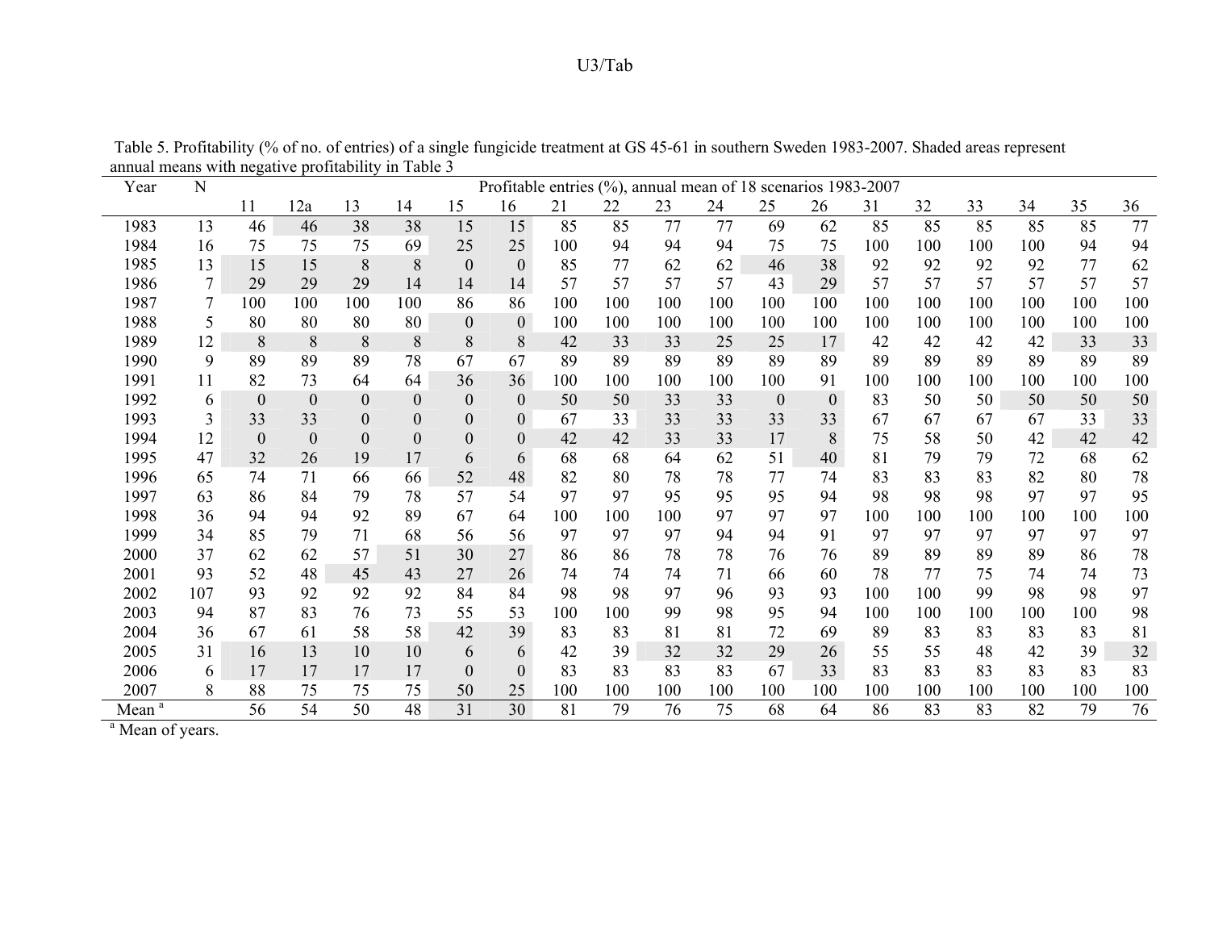Table 5. Profitability (% of no. of entries) of a single fungicide treatment at GS 45-61 in southern Sweden 1983-2007. Shaded areas represent annual means with negative profitability in Table 3

| Year | N | Profitable entries (%), annual mean of 18 scenarios 1983-2007 | | | | | | | | | | | | | | | | | |
|---|---|---|---|---|---|---|---|---|---|---|---|---|---|---|---|---|---|---|---|
| | | 11 | 12a | 13 | 14 | 15 | 16 | 21 | 22 | 23 | 24 | 25 | 26 | 31 | 32 | 33 | 34 | 35 | 36 |
| 1983 | 13 | 46 | 46 | 38 | 38 | 15 | 15 | 85 | 85 | 77 | 77 | 69 | 62 | 85 | 85 | 85 | 85 | 85 | 77 |
| 1984 | 16 | 75 | 75 | 75 | 69 | 25 | 25 | 100 | 94 | 94 | 94 | 75 | 75 | 100 | 100 | 100 | 100 | 94 | 94 |
| 1985 | 13 | 15 | 15 | 8 | 8 | 0 | 0 | 85 | 77 | 62 | 62 | 46 | 38 | 92 | 92 | 92 | 92 | 77 | 62 |
| 1986 | 7 | 29 | 29 | 29 | 14 | 14 | 14 | 57 | 57 | 57 | 57 | 43 | 29 | 57 | 57 | 57 | 57 | 57 | 57 |
| 1987 | 7 | 100 | 100 | 100 | 100 | 86 | 86 | 100 | 100 | 100 | 100 | 100 | 100 | 100 | 100 | 100 | 100 | 100 | 100 |
| 1988 | 5 | 80 | 80 | 80 | 80 | 0 | 0 | 100 | 100 | 100 | 100 | 100 | 100 | 100 | 100 | 100 | 100 | 100 | 100 |
| 1989 | 12 | 8 | 8 | 8 | 8 | 8 | 8 | 42 | 33 | 33 | 25 | 25 | 17 | 42 | 42 | 42 | 42 | 33 | 33 |
| 1990 | 9 | 89 | 89 | 89 | 78 | 67 | 67 | 89 | 89 | 89 | 89 | 89 | 89 | 89 | 89 | 89 | 89 | 89 | 89 |
| 1991 | 11 | 82 | 73 | 64 | 64 | 36 | 36 | 100 | 100 | 100 | 100 | 100 | 91 | 100 | 100 | 100 | 100 | 100 | 100 |
| 1992 | 6 | 0 | 0 | 0 | 0 | 0 | 0 | 50 | 50 | 33 | 33 | 0 | 0 | 83 | 50 | 50 | 50 | 50 | 50 |
| 1993 | 3 | 33 | 33 | 0 | 0 | 0 | 0 | 67 | 33 | 33 | 33 | 33 | 33 | 67 | 67 | 67 | 67 | 33 | 33 |
| 1994 | 12 | 0 | 0 | 0 | 0 | 0 | 0 | 42 | 42 | 33 | 33 | 17 | 8 | 75 | 58 | 50 | 42 | 42 | 42 |
| 1995 | 47 | 32 | 26 | 19 | 17 | 6 | 6 | 68 | 68 | 64 | 62 | 51 | 40 | 81 | 79 | 79 | 72 | 68 | 62 |
| 1996 | 65 | 74 | 71 | 66 | 66 | 52 | 48 | 82 | 80 | 78 | 78 | 77 | 74 | 83 | 83 | 83 | 82 | 80 | 78 |
| 1997 | 63 | 86 | 84 | 79 | 78 | 57 | 54 | 97 | 97 | 95 | 95 | 95 | 94 | 98 | 98 | 98 | 97 | 97 | 95 |
| 1998 | 36 | 94 | 94 | 92 | 89 | 67 | 64 | 100 | 100 | 100 | 97 | 97 | 97 | 100 | 100 | 100 | 100 | 100 | 100 |
| 1999 | 34 | 85 | 79 | 71 | 68 | 56 | 56 | 97 | 97 | 97 | 94 | 94 | 91 | 97 | 97 | 97 | 97 | 97 | 97 |
| 2000 | 37 | 62 | 62 | 57 | 51 | 30 | 27 | 86 | 86 | 78 | 78 | 76 | 76 | 89 | 89 | 89 | 89 | 86 | 78 |
| 2001 | 93 | 52 | 48 | 45 | 43 | 27 | 26 | 74 | 74 | 74 | 71 | 66 | 60 | 78 | 77 | 75 | 74 | 74 | 73 |
| 2002 | 107 | 93 | 92 | 92 | 92 | 84 | 84 | 98 | 98 | 97 | 96 | 93 | 93 | 100 | 100 | 99 | 98 | 98 | 97 |
| 2003 | 94 | 87 | 83 | 76 | 73 | 55 | 53 | 100 | 100 | 99 | 98 | 95 | 94 | 100 | 100 | 100 | 100 | 100 | 98 |
| 2004 | 36 | 67 | 61 | 58 | 58 | 42 | 39 | 83 | 83 | 81 | 81 | 72 | 69 | 89 | 83 | 83 | 83 | 83 | 81 |
| 2005 | 31 | 16 | 13 | 10 | 10 | 6 | 6 | 42 | 39 | 32 | 32 | 29 | 26 | 55 | 55 | 48 | 42 | 39 | 32 |
| 2006 | 6 | 17 | 17 | 17 | 17 | 0 | 0 | 83 | 83 | 83 | 83 | 67 | 33 | 83 | 83 | 83 | 83 | 83 | 83 |
| 2007 | 8 | 88 | 75 | 75 | 75 | 50 | 25 | 100 | 100 | 100 | 100 | 100 | 100 | 100 | 100 | 100 | 100 | 100 | 100 |
| Mean [a] | | 56 | 54 | 50 | 48 | 31 | 30 | 81 | 79 | 76 | 75 | 68 | 64 | 86 | 83 | 83 | 82 | 79 | 76 |

[a] Mean of years.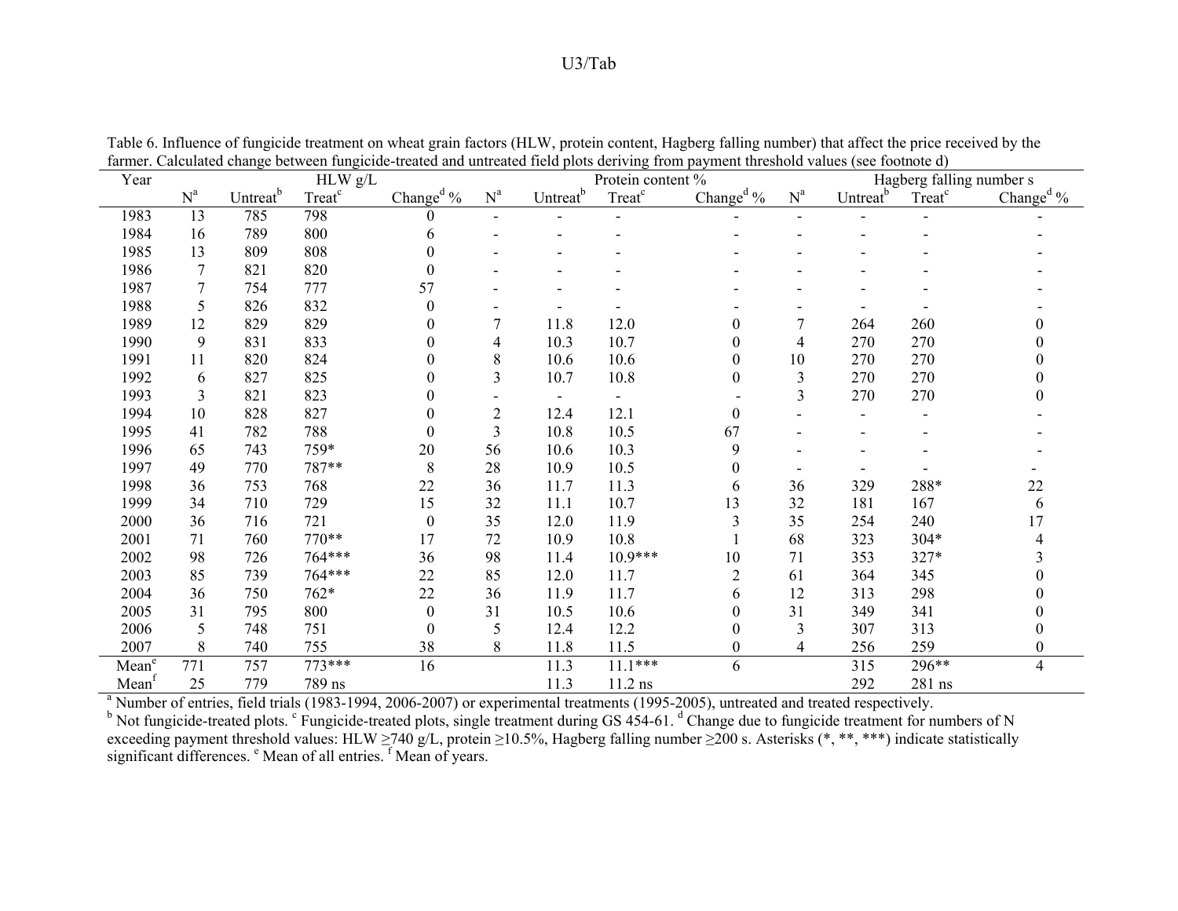Table 6. Influence of fungicide treatment on wheat grain factors (HLW, protein content, Hagberg falling number) that affect the price received by the farmer. Calculated change between fungicide-treated and untreated field plots deriving from payment threshold values (see footnote d)

| Year | HLW g/L | | | | Protein content % | | | | Hagberg falling number s | | | |
|---|---|---|---|---|---|---|---|---|---|---|---|---|
| | N[a] | Untreat[b] | Treat[c] | Change[d] % | N[a] | Untreat[b] | Treat[c] | Change[d] % | N[a] | Untreat[b] | Treat[c] | Change[d] % |
| 1983 | 13 | 785 | 798 | 0 | - | - | - | - | - | - | - | - |
| 1984 | 16 | 789 | 800 | 6 | - | - | - | - | - | - | - | - |
| 1985 | 13 | 809 | 808 | 0 | - | - | - | - | - | - | - | - |
| 1986 | 7 | 821 | 820 | 0 | - | - | - | - | - | - | - | - |
| 1987 | 7 | 754 | 777 | 57 | - | - | - | - | - | - | - | - |
| 1988 | 5 | 826 | 832 | 0 | - | - | - | - | - | - | - | - |
| 1989 | 12 | 829 | 829 | 0 | 7 | 11.8 | 12.0 | 0 | 7 | 264 | 260 | 0 |
| 1990 | 9 | 831 | 833 | 0 | 4 | 10.3 | 10.7 | 0 | 4 | 270 | 270 | 0 |
| 1991 | 11 | 820 | 824 | 0 | 8 | 10.6 | 10.6 | 0 | 10 | 270 | 270 | 0 |
| 1992 | 6 | 827 | 825 | 0 | 3 | 10.7 | 10.8 | 0 | 3 | 270 | 270 | 0 |
| 1993 | 3 | 821 | 823 | 0 | - | - | - | - | 3 | 270 | 270 | 0 |
| 1994 | 10 | 828 | 827 | 0 | 2 | 12.4 | 12.1 | 0 | - | - | - | - |
| 1995 | 41 | 782 | 788 | 0 | 3 | 10.8 | 10.5 | 67 | - | - | - | - |
| 1996 | 65 | 743 | 759* | 20 | 56 | 10.6 | 10.3 | 9 | - | - | - | - |
| 1997 | 49 | 770 | 787** | 8 | 28 | 10.9 | 10.5 | 0 | - | - | - | - |
| 1998 | 36 | 753 | 768 | 22 | 36 | 11.7 | 11.3 | 6 | 36 | 329 | 288* | 22 |
| 1999 | 34 | 710 | 729 | 15 | 32 | 11.1 | 10.7 | 13 | 32 | 181 | 167 | 6 |
| 2000 | 36 | 716 | 721 | 0 | 35 | 12.0 | 11.9 | 3 | 35 | 254 | 240 | 17 |
| 2001 | 71 | 760 | 770** | 17 | 72 | 10.9 | 10.8 | 1 | 68 | 323 | 304* | 4 |
| 2002 | 98 | 726 | 764*** | 36 | 98 | 11.4 | 10.9*** | 10 | 71 | 353 | 327* | 3 |
| 2003 | 85 | 739 | 764*** | 22 | 85 | 12.0 | 11.7 | 2 | 61 | 364 | 345 | 0 |
| 2004 | 36 | 750 | 762* | 22 | 36 | 11.9 | 11.7 | 6 | 12 | 313 | 298 | 0 |
| 2005 | 31 | 795 | 800 | 0 | 31 | 10.5 | 10.6 | 0 | 31 | 349 | 341 | 0 |
| 2006 | 5 | 748 | 751 | 0 | 5 | 12.4 | 12.2 | 0 | 3 | 307 | 313 | 0 |
| 2007 | 8 | 740 | 755 | 38 | 8 | 11.8 | 11.5 | 0 | 4 | 256 | 259 | 0 |
| Mean[e] | 771 | 757 | 773*** | 16 | | 11.3 | 11.1*** | 6 | | 315 | 296** | 4 |
| Mean[f] | 25 | 779 | 789 ns | | | 11.3 | 11.2 ns | | | 292 | 281 ns | |

[a] Number of entries, field trials (1983-1994, 2006-2007) or experimental treatments (1995-2005), untreated and treated respectively.
[b] Not fungicide-treated plots. [c] Fungicide-treated plots, single treatment during GS 454-61. [d] Change due to fungicide treatment for numbers of N exceeding payment threshold values: HLW ≥740 g/L, protein ≥10.5%, Hagberg falling number ≥200 s. Asterisks (*, **, ***) indicate statistically significant differences. [e] Mean of all entries. [f] Mean of years.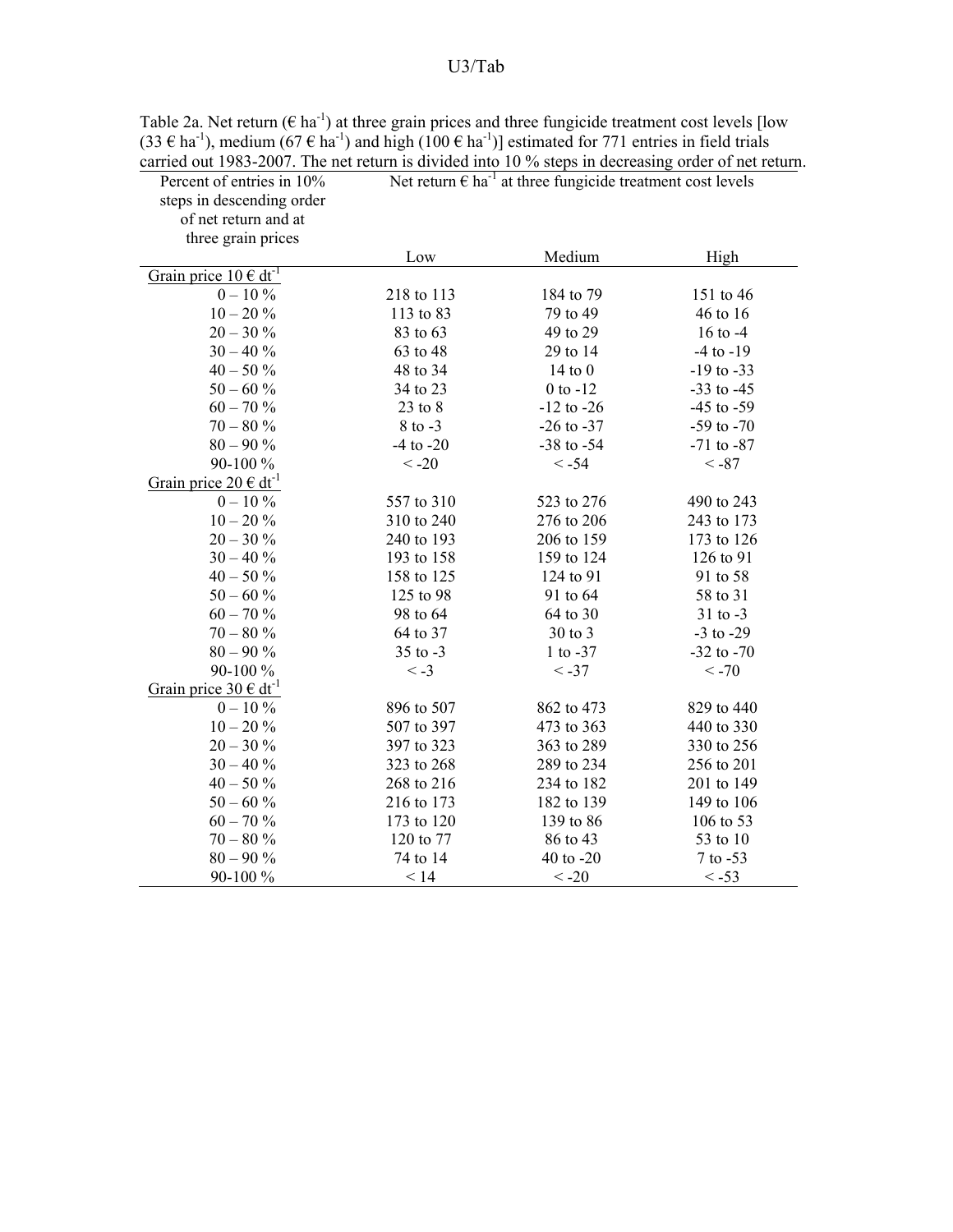Table 2a. Net return (€ $ha^{-1}$) at three grain prices and three fungicide treatment cost levels [low (33 € $ha^{-1}$), medium (67 € $ha^{-1}$) and high (100 € $ha^{-1}$)] estimated for 771 entries in field trials carried out 1983-2007. The net return is divided into 10 % steps in decreasing order of net return.

| Percent of entries in 10% steps in descending order of net return and at three grain prices | Net return € $ha^{-1}$ at three fungicide treatment cost levels | | |
|---|---|---|---|
| | Low | Medium | High |
| Grain price 10 € $dt^{-1}$ | | | |
| 0 – 10 % | 218 to 113 | 184 to 79 | 151 to 46 |
| 10 – 20 % | 113 to 83 | 79 to 49 | 46 to 16 |
| 20 – 30 % | 83 to 63 | 49 to 29 | 16 to -4 |
| 30 – 40 % | 63 to 48 | 29 to 14 | -4 to -19 |
| 40 – 50 % | 48 to 34 | 14 to 0 | -19 to -33 |
| 50 – 60 % | 34 to 23 | 0 to -12 | -33 to -45 |
| 60 – 70 % | 23 to 8 | -12 to -26 | -45 to -59 |
| 70 – 80 % | 8 to -3 | -26 to -37 | -59 to -70 |
| 80 – 90 % | -4 to -20 | -38 to -54 | -71 to -87 |
| 90-100 % | < -20 | < -54 | < -87 |
| Grain price 20 € $dt^{-1}$ | | | |
| 0 – 10 % | 557 to 310 | 523 to 276 | 490 to 243 |
| 10 – 20 % | 310 to 240 | 276 to 206 | 243 to 173 |
| 20 – 30 % | 240 to 193 | 206 to 159 | 173 to 126 |
| 30 – 40 % | 193 to 158 | 159 to 124 | 126 to 91 |
| 40 – 50 % | 158 to 125 | 124 to 91 | 91 to 58 |
| 50 – 60 % | 125 to 98 | 91 to 64 | 58 to 31 |
| 60 – 70 % | 98 to 64 | 64 to 30 | 31 to -3 |
| 70 – 80 % | 64 to 37 | 30 to 3 | -3 to -29 |
| 80 – 90 % | 35 to -3 | 1 to -37 | -32 to -70 |
| 90-100 % | < -3 | < -37 | < -70 |
| Grain price 30 € $dt^{-1}$ | | | |
| 0 – 10 % | 896 to 507 | 862 to 473 | 829 to 440 |
| 10 – 20 % | 507 to 397 | 473 to 363 | 440 to 330 |
| 20 – 30 % | 397 to 323 | 363 to 289 | 330 to 256 |
| 30 – 40 % | 323 to 268 | 289 to 234 | 256 to 201 |
| 40 – 50 % | 268 to 216 | 234 to 182 | 201 to 149 |
| 50 – 60 % | 216 to 173 | 182 to 139 | 149 to 106 |
| 60 – 70 % | 173 to 120 | 139 to 86 | 106 to 53 |
| 70 – 80 % | 120 to 77 | 86 to 43 | 53 to 10 |
| 80 – 90 % | 74 to 14 | 40 to -20 | 7 to -53 |
| 90-100 % | < 14 | < -20 | < -53 |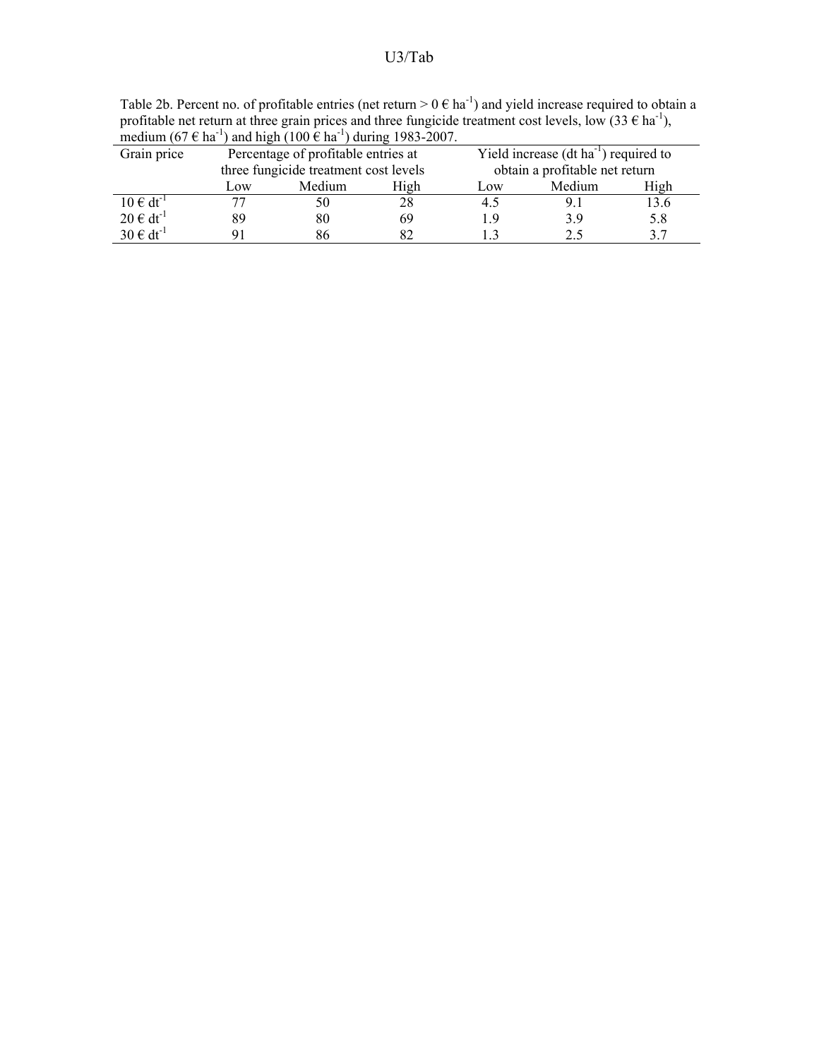Table 2b. Percent no. of profitable entries (net return > 0 € $ha^{-1}$) and yield increase required to obtain a profitable net return at three grain prices and three fungicide treatment cost levels, low (33 € $ha^{-1}$), medium (67 € $ha^{-1}$) and high (100 € $ha^{-1}$) during 1983-2007.

| Grain price | Percentage of profitable entries at three fungicide treatment cost levels | | | Yield increase (dt $ha^{-1}$) required to obtain a profitable net return | | |
|---|---|---|---|---|---|---|
| | Low | Medium | High | Low | Medium | High |
| 10 € $dt^{-1}$ | 77 | 50 | 28 | 4.5 | 9.1 | 13.6 |
| 20 € $dt^{-1}$ | 89 | 80 | 69 | 1.9 | 3.9 | 5.8 |
| 30 € $dt^{-1}$ | 91 | 86 | 82 | 1.3 | 2.5 | 3.7 |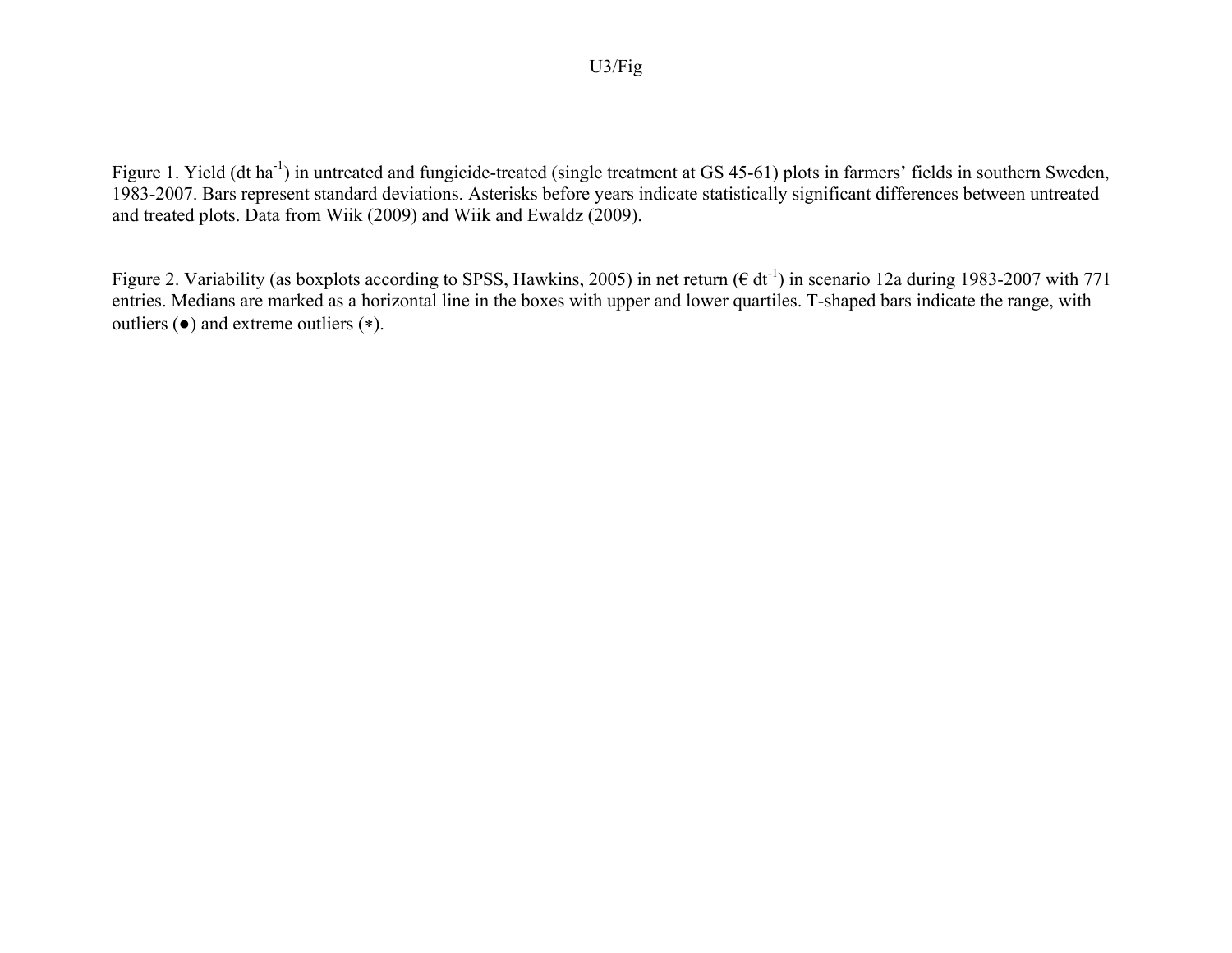Figure 1. Yield (dt $ha^{-1}$) in untreated and fungicide-treated (single treatment at GS 45-61) plots in farmers' fields in southern Sweden, 1983-2007. Bars represent standard deviations. Asterisks before years indicate statistically significant differences between untreated and treated plots. Data from Wiik (2009) and Wiik and Ewaldz (2009).

Figure 2. Variability (as boxplots according to SPSS, Hawkins, 2005) in net return (€ $dt^{-1}$) in scenario 12a during 1983-2007 with 771 entries. Medians are marked as a horizontal line in the boxes with upper and lower quartiles. T-shaped bars indicate the range, with outliers (●) and extreme outliers (∗).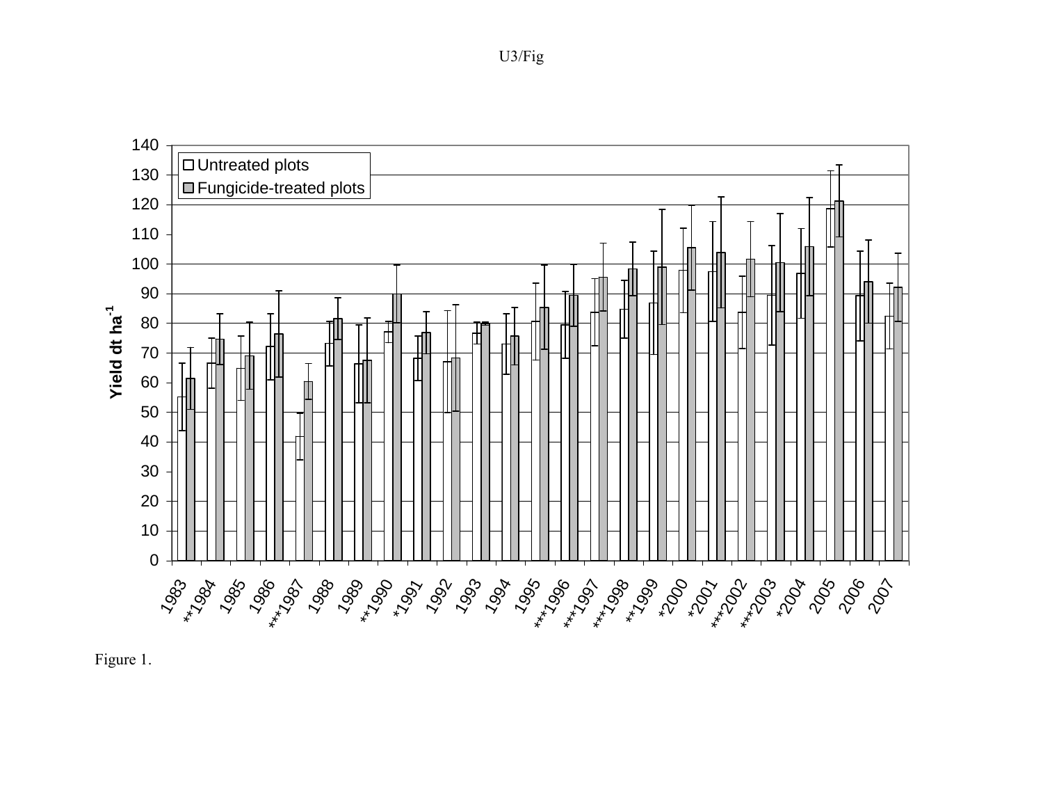Figure 1.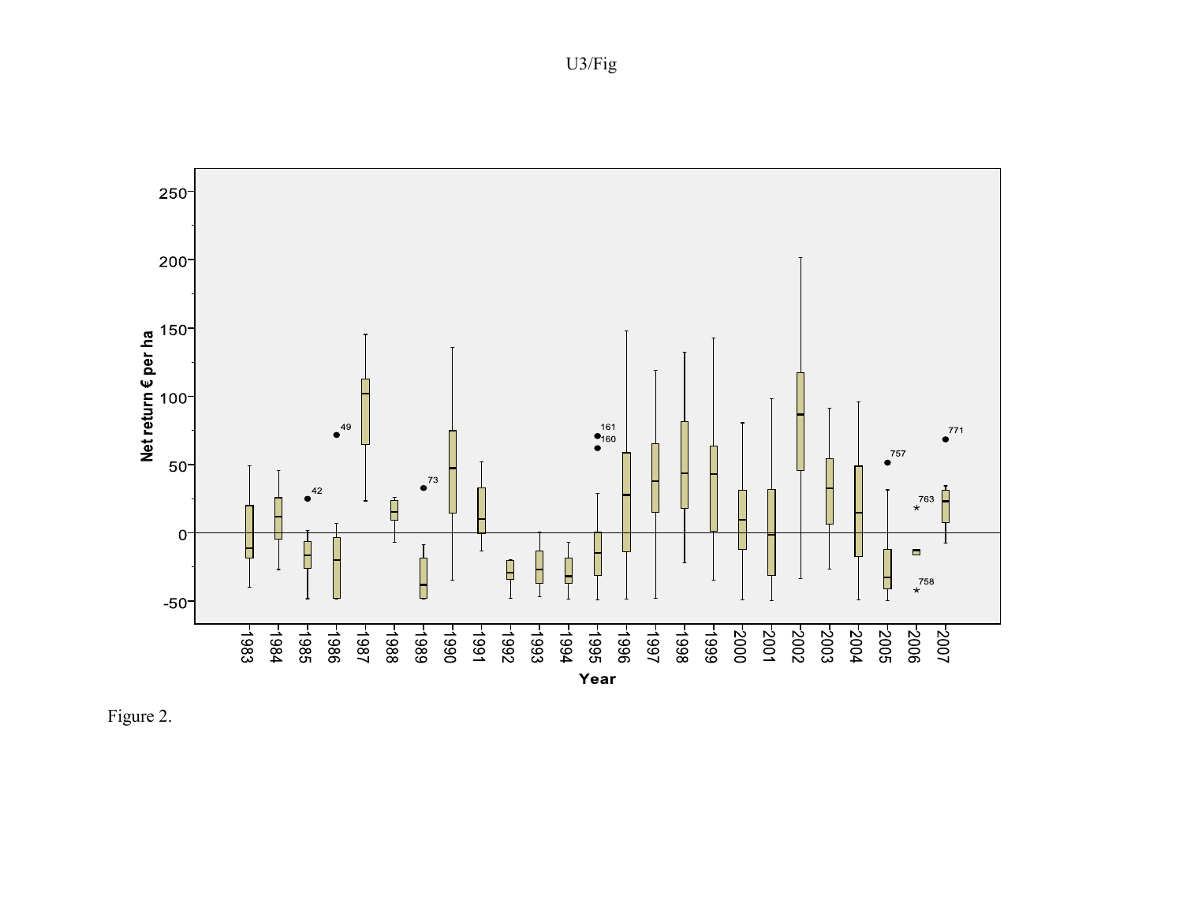U3/Fig

Net return € per ha

250

200

150

100

50

0

-50

49

42

73

161

160

757

763

758

771

1983 1984 1985 1986 1987 1988 1989 1990 1991 1992 1993 1994 1995 1996 1997 1998 1999 2000 2001 2002 2003 2004 2005 2006 2007

Year

Figure 2.